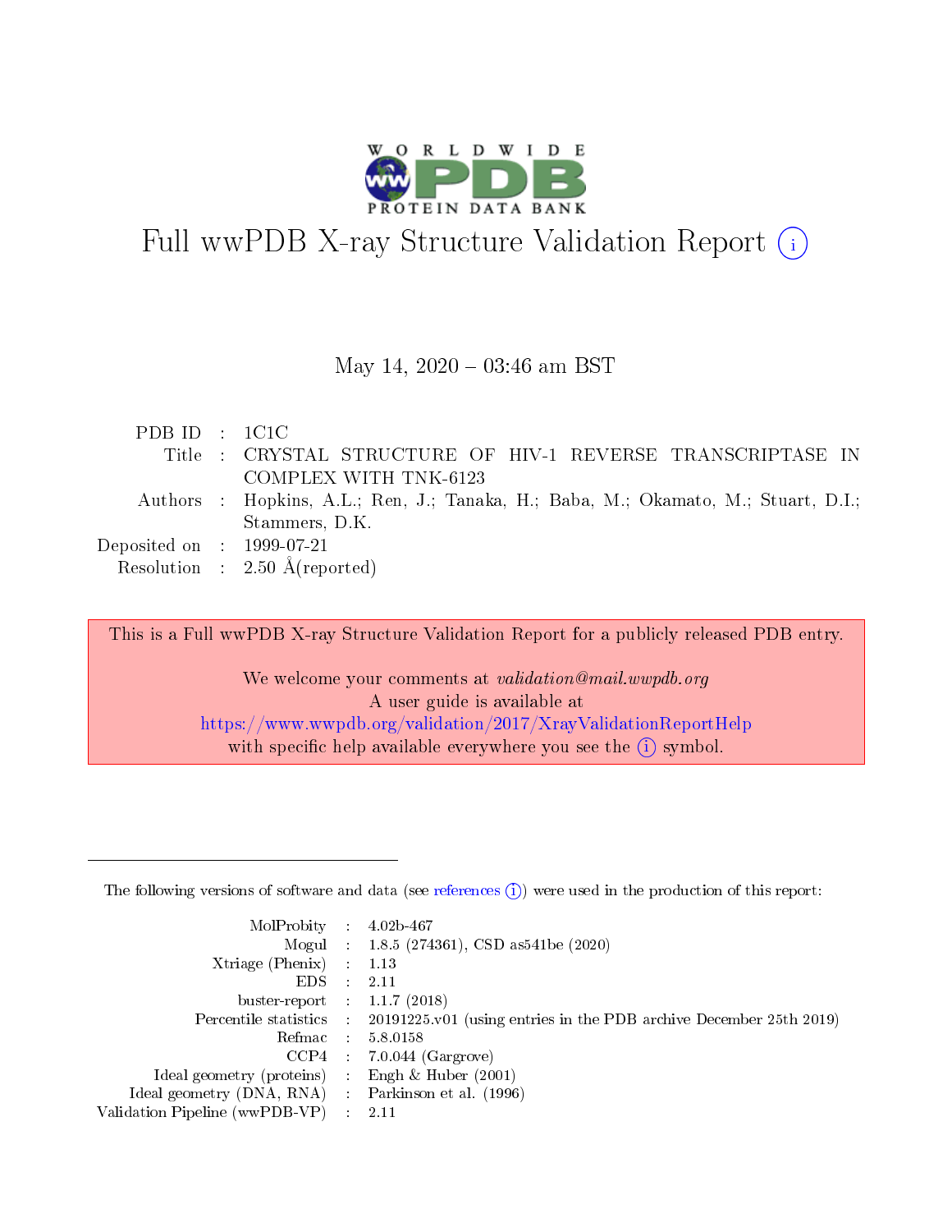# Full wwPDB X-ray Structure Validation Report

May 14, 2020 – 03:46 am BST

| | | |
|---|---|---|
| PDB ID | : | 1C1C |
| Title | : | CRYSTAL STRUCTURE OF HIV-1 REVERSE TRANSCRIPTASE IN COMPLEX WITH TNK-6123 |
| Authors | : | Hopkins, A.L.; Ren, J.; Tanaka, H.; Baba, M.; Okamato, M.; Stuart, D.I.; Stammers, D.K. |
| Deposited on | : | 1999-07-21 |
| Resolution | : | 2.50 Å(reported) |

This is a Full wwPDB X-ray Structure Validation Report for a publicly released PDB entry.

We welcome your comments at *validation@mail.wwpdb.org*
A user guide is available at
https://www.wwpdb.org/validation/2017/XrayValidationReportHelp
with specific help available everywhere you see the (i) symbol.

The following versions of software and data (see references (i)) were used in the production of this report:

| | | |
|---|---|---|
| MolProbity | : | 4.02b-467 |
| Mogul | : | 1.8.5 (274361), CSD as541be (2020) |
| Xtriage (Phenix) | : | 1.13 |
| EDS | : | 2.11 |
| buster-report | : | 1.1.7 (2018) |
| Percentile statistics | : | 20191225.v01 (using entries in the PDB archive December 25th 2019) |
| Refmac | : | 5.8.0158 |
| CCP4 | : | 7.0.044 (Gargrove) |
| Ideal geometry (proteins) | : | Engh & Huber (2001) |
| Ideal geometry (DNA, RNA) | : | Parkinson et al. (1996) |
| Validation Pipeline (wwPDB-VP) | : | 2.11 |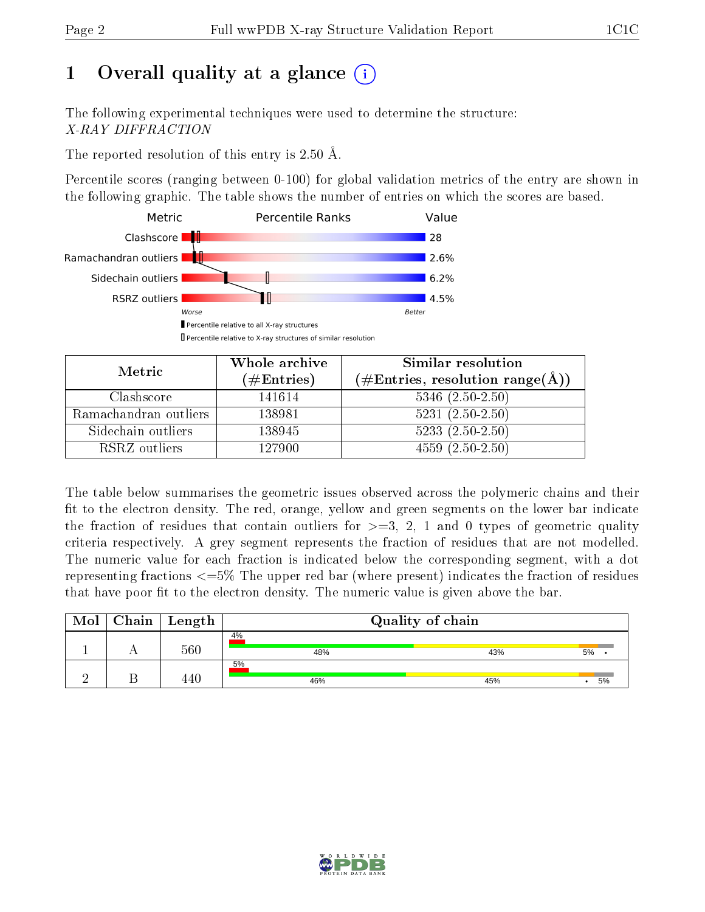# 1 Overall quality at a glance

The following experimental techniques were used to determine the structure:
*X-RAY DIFFRACTION*

The reported resolution of this entry is 2.50 Å.

Percentile scores (ranging between 0-100) for global validation metrics of the entry are shown in the following graphic. The table shows the number of entries on which the scores are based.

| Metric | Value |
|---|---|
| Clashscore | 28 |
| Ramachandran outliers | 2.6% |
| Sidechain outliers | 6.2% |
| RSRZ outliers | 4.5% |

| Metric | Whole archive (#Entries) | Similar resolution (#Entries, resolution range(Å)) |
|---|---|---|
| Clashscore | 141614 | 5346 (2.50-2.50) |
| Ramachandran outliers | 138981 | 5231 (2.50-2.50) |
| Sidechain outliers | 138945 | 5233 (2.50-2.50) |
| RSRZ outliers | 127900 | 4559 (2.50-2.50) |

The table below summarises the geometric issues observed across the polymeric chains and their fit to the electron density. The red, orange, yellow and green segments on the lower bar indicate the fraction of residues that contain outliers for >=3, 2, 1 and 0 types of geometric quality criteria respectively. A grey segment represents the fraction of residues that are not modelled. The numeric value for each fraction is indicated below the corresponding segment, with a dot representing fractions <=5% The upper red bar (where present) indicates the fraction of residues that have poor fit to the electron density. The numeric value is given above the bar.

| Mol | Chain | Length | Quality of chain |
|---|---|---|---|
| 1 | A | 560 | 4%; 48%, 43%, 5%, • |
| 2 | B | 440 | 5%; 46%, 45%, •, 5% |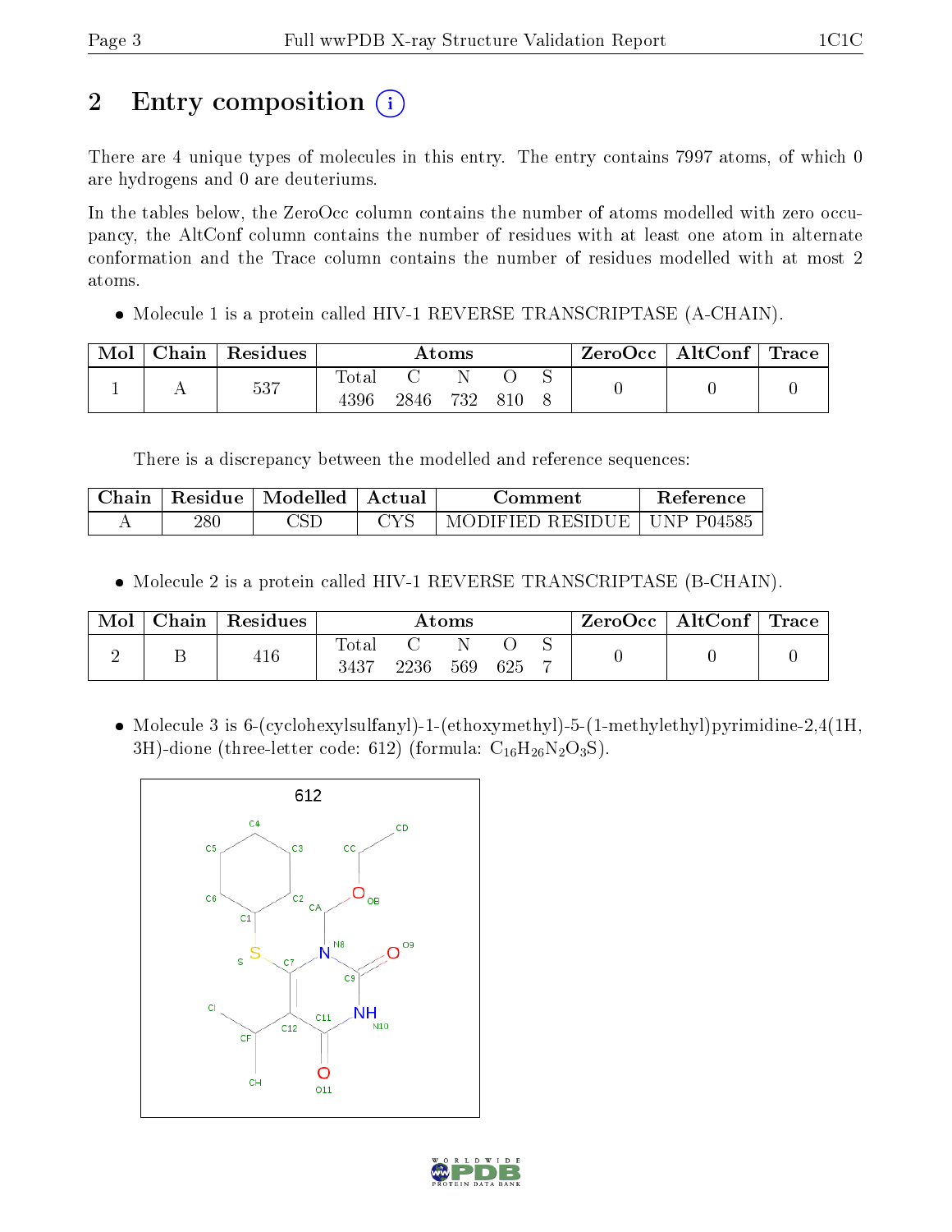# 2 Entry composition

There are 4 unique types of molecules in this entry. The entry contains 7997 atoms, of which 0 are hydrogens and 0 are deuteriums.

In the tables below, the ZeroOcc column contains the number of atoms modelled with zero occupancy, the AltConf column contains the number of residues with at least one atom in alternate conformation and the Trace column contains the number of residues modelled with at most 2 atoms.

- Molecule 1 is a protein called HIV-1 REVERSE TRANSCRIPTASE (A-CHAIN).

| Mol | Chain | Residues | Atoms | | | | | ZeroOcc | AltConf | Trace |
|---|---|---|---|---|---|---|---|---|---|---|
| 1 | A | 537 | Total | C | N | O | S | 0 | 0 | 0 |
| | | | 4396 | 2846 | 732 | 810 | 8 | | | |

There is a discrepancy between the modelled and reference sequences:

| Chain | Residue | Modelled | Actual | Comment | Reference |
|---|---|---|---|---|---|
| A | 280 | CSD | CYS | MODIFIED RESIDUE | UNP P04585 |

- Molecule 2 is a protein called HIV-1 REVERSE TRANSCRIPTASE (B-CHAIN).

| Mol | Chain | Residues | Atoms | | | | | ZeroOcc | AltConf | Trace |
|---|---|---|---|---|---|---|---|---|---|---|
| 2 | B | 416 | Total | C | N | O | S | 0 | 0 | 0 |
| | | | 3437 | 2236 | 569 | 625 | 7 | | | |

- Molecule 3 is 6-(cyclohexylsulfanyl)-1-(ethoxymethyl)-5-(1-methylethyl)pyrimidine-2,4(1H, 3H)-dione (three-letter code: 612) (formula: $C_{16}H_{26}N_2O_3S$).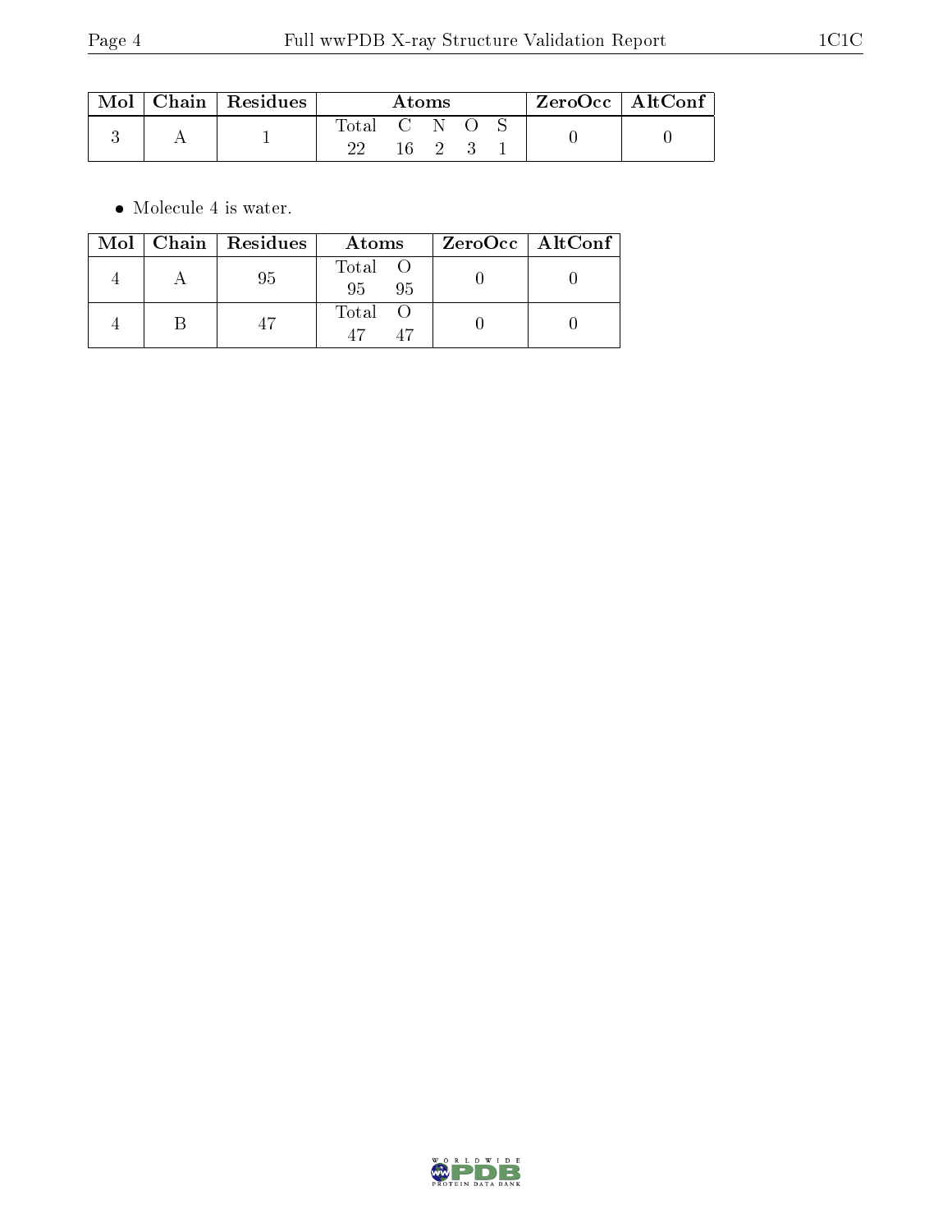| Mol | Chain | Residues | Atoms | | | | | ZeroOcc | AltConf |
|---|---|---|---|---|---|---|---|---|---|
| | | | Total | C | N | O | S | | |
| 3 | A | 1 | 22 | 16 | 2 | 3 | 1 | 0 | 0 |

- Molecule 4 is water.

| Mol | Chain | Residues | Atoms | | ZeroOcc | AltConf |
|---|---|---|---|---|---|---|
| | | | Total | O | | |
| 4 | A | 95 | 95 | 95 | 0 | 0 |
| 4 | B | 47 | 47 | 47 | 0 | 0 |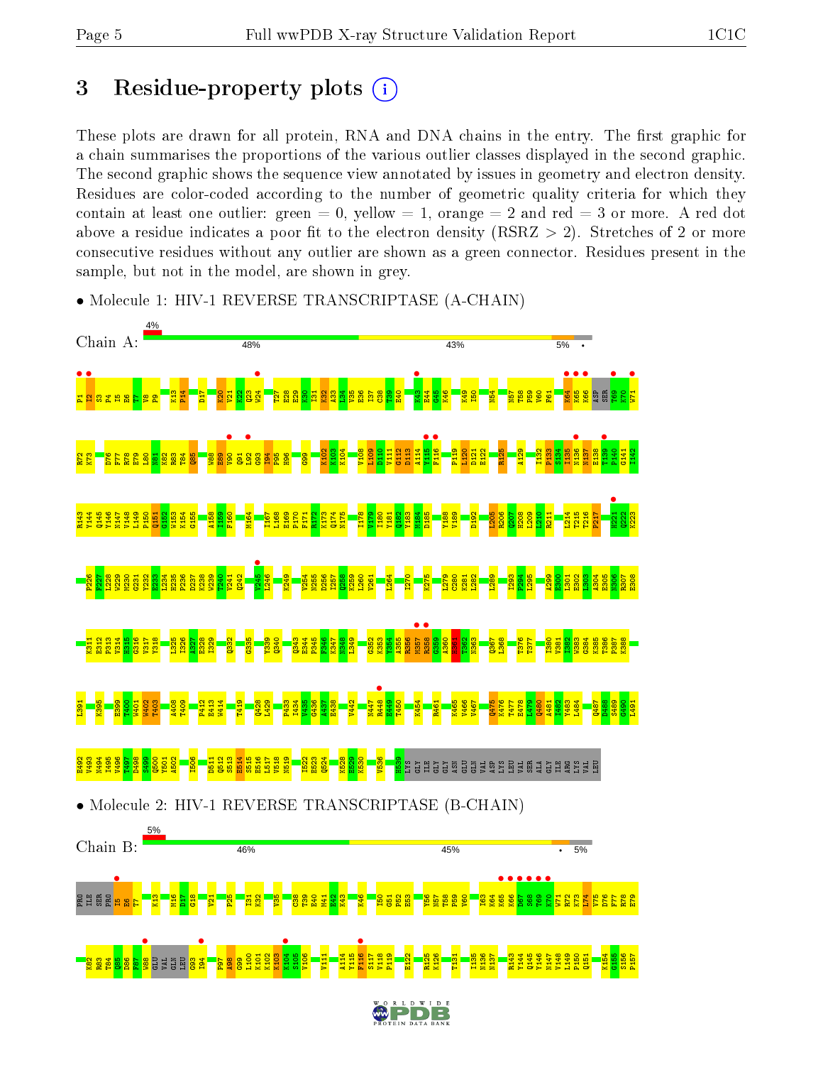# 3 Residue-property plots

These plots are drawn for all protein, RNA and DNA chains in the entry. The first graphic for a chain summarises the proportions of the various outlier classes displayed in the second graphic. The second graphic shows the sequence view annotated by issues in geometry and electron density. Residues are color-coded according to the number of geometric quality criteria for which they contain at least one outlier: green = 0, yellow = 1, orange = 2 and red = 3 or more. A red dot above a residue indicates a poor fit to the electron density (RSRZ > 2). Stretches of 2 or more consecutive residues without any outlier are shown as a green connector. Residues present in the sample, but not in the model, are shown in grey.

- Molecule 1: HIV-1 REVERSE TRANSCRIPTASE (A-CHAIN)

Chain A: 4% | 48% | 43% | 5% | •

- Molecule 2: HIV-1 REVERSE TRANSCRIPTASE (B-CHAIN)

Chain B: 5% | 46% | 45% | • | 5%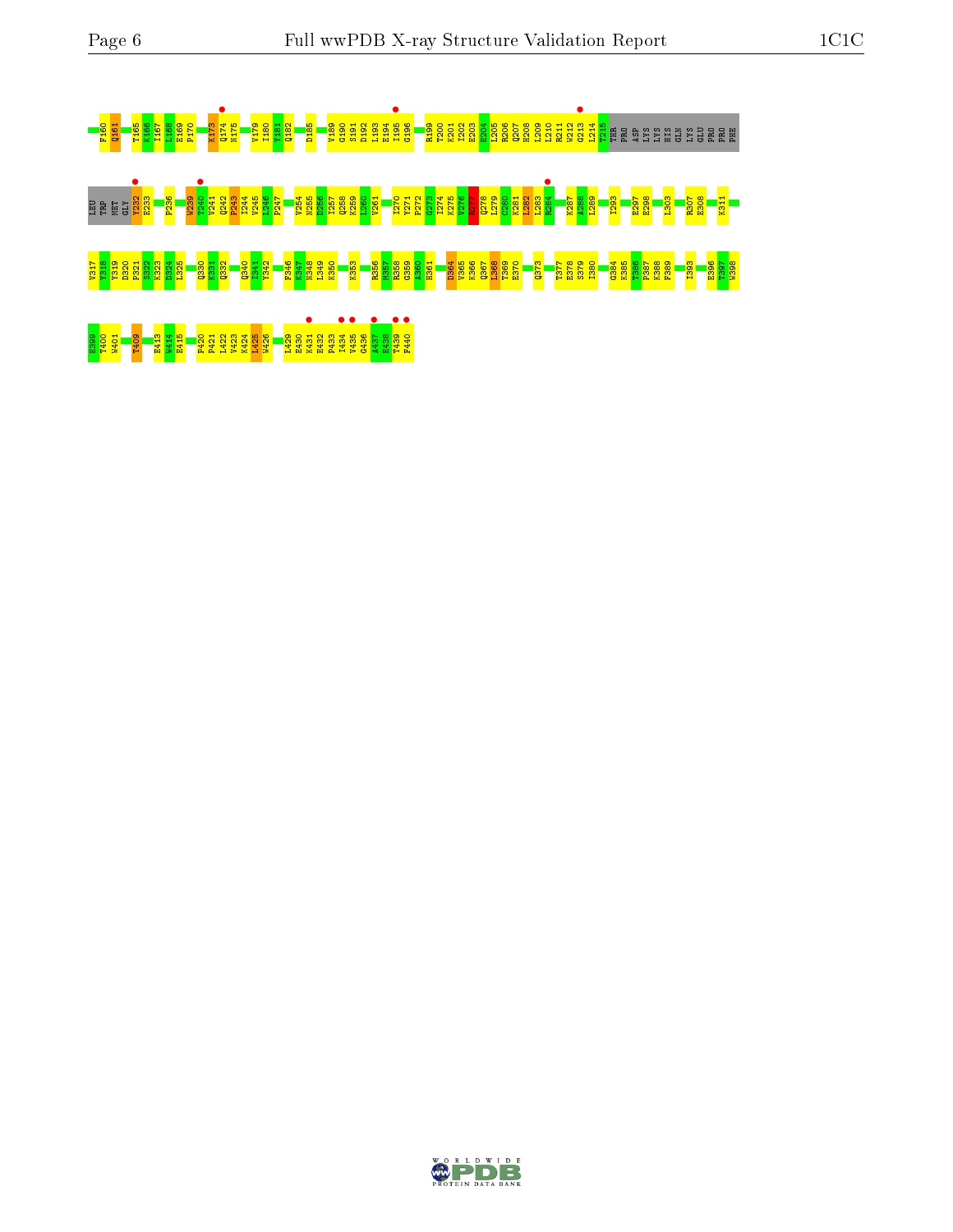F160 Q161 T165 K166 I167 L168 E169 P170 K173 Q174 N175 V179 I180 Y181 Q182 D185 V189 G190 S191 D192 L193 E194 I195 G196 R199 T200 K201 I202 E203 E204 L205 R206 Q207 H208 L209 L210 R211 W212 G213 L214 T215 THR PRO ASP LYS LYS HIS GLN LYS GLU PRO PRO PHE

LEU TRP MET GLY Y232 E233 F236 W239 T240 V241 Q242 P243 I244 V245 L246 P247 V254 N255 D256 I257 Q258 K259 L260 V261 I270 Y271 F272 G273 I274 K275 V276 M277 Q278 L279 C280 K281 I282 L283 R284 K287 A288 L289 I293 E297 E298 L303 R307 E308 K311

V317 Y318 Y319 D320 P321 S322 K323 D324 L325 Q330 K331 Q332 Q340 I341 Y342 F346 K347 N348 L349 K350 K353 R356 M357 R358 G359 A360 H361 D364 V365 K366 Q367 L368 T369 E370 Q373 T377 E378 S379 I380 G384 K385 T386 P387 K388 F389 I393 E396 T397 W398

E399 T400 W401 T409 E413 W414 E415 P420 P421 L422 V423 K424 L425 W426 L429 E430 K431 E432 P433 I434 V435 G436 A437 E438 T439 F440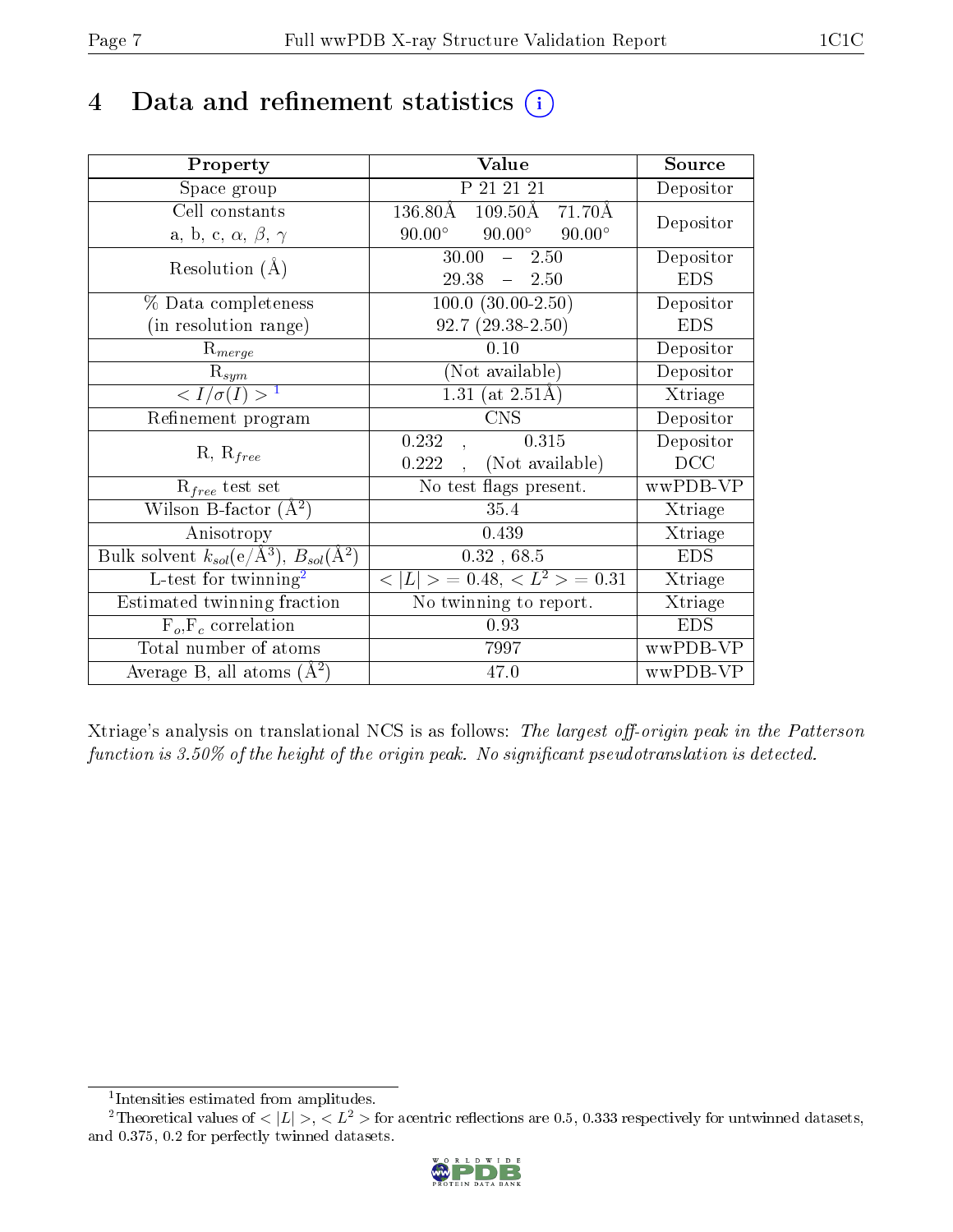# 4 Data and refinement statistics (i)

| Property | Value | Source |
|---|---|---|
| Space group | P 21 21 21 | Depositor |
| Cell constants<br>a, b, c, $\alpha$, $\beta$, $\gamma$ | 136.80Å 109.50Å 71.70Å<br>90.00° 90.00° 90.00° | Depositor |
| Resolution (Å) | 30.00 – 2.50<br>29.38 – 2.50 | Depositor<br>EDS |
| % Data completeness<br>(in resolution range) | 100.0 (30.00-2.50)<br>92.7 (29.38-2.50) | Depositor<br>EDS |
| $R_{merge}$ | 0.10 | Depositor |
| $R_{sym}$ | (Not available) | Depositor |
| $< I/\sigma(I) >$ [1] | 1.31 (at 2.51Å) | Xtriage |
| Refinement program | CNS | Depositor |
| R, $R_{free}$ | 0.232 , 0.315<br>0.222 , (Not available) | Depositor<br>DCC |
| $R_{free}$ test set | No test flags present. | wwPDB-VP |
| Wilson B-factor (Å$^2$) | 35.4 | Xtriage |
| Anisotropy | 0.439 | Xtriage |
| Bulk solvent $k_{sol}$(e/Å$^3$), $B_{sol}$(Å$^2$) | 0.32 , 68.5 | EDS |
| L-test for twinning[2] | $< \|L\| >$ = 0.48, $< L^2 >$ = 0.31 | Xtriage |
| Estimated twinning fraction | No twinning to report. | Xtriage |
| $F_o$,$F_c$ correlation | 0.93 | EDS |
| Total number of atoms | 7997 | wwPDB-VP |
| Average B, all atoms (Å$^2$) | 47.0 | wwPDB-VP |

Xtriage's analysis on translational NCS is as follows: *The largest off-origin peak in the Patterson function is 3.50% of the height of the origin peak. No significant pseudotranslation is detected.*

[1] Intensities estimated from amplitudes.

[2] Theoretical values of $< |L| >$, $< L^2 >$ for acentric reflections are 0.5, 0.333 respectively for untwinned datasets, and 0.375, 0.2 for perfectly twinned datasets.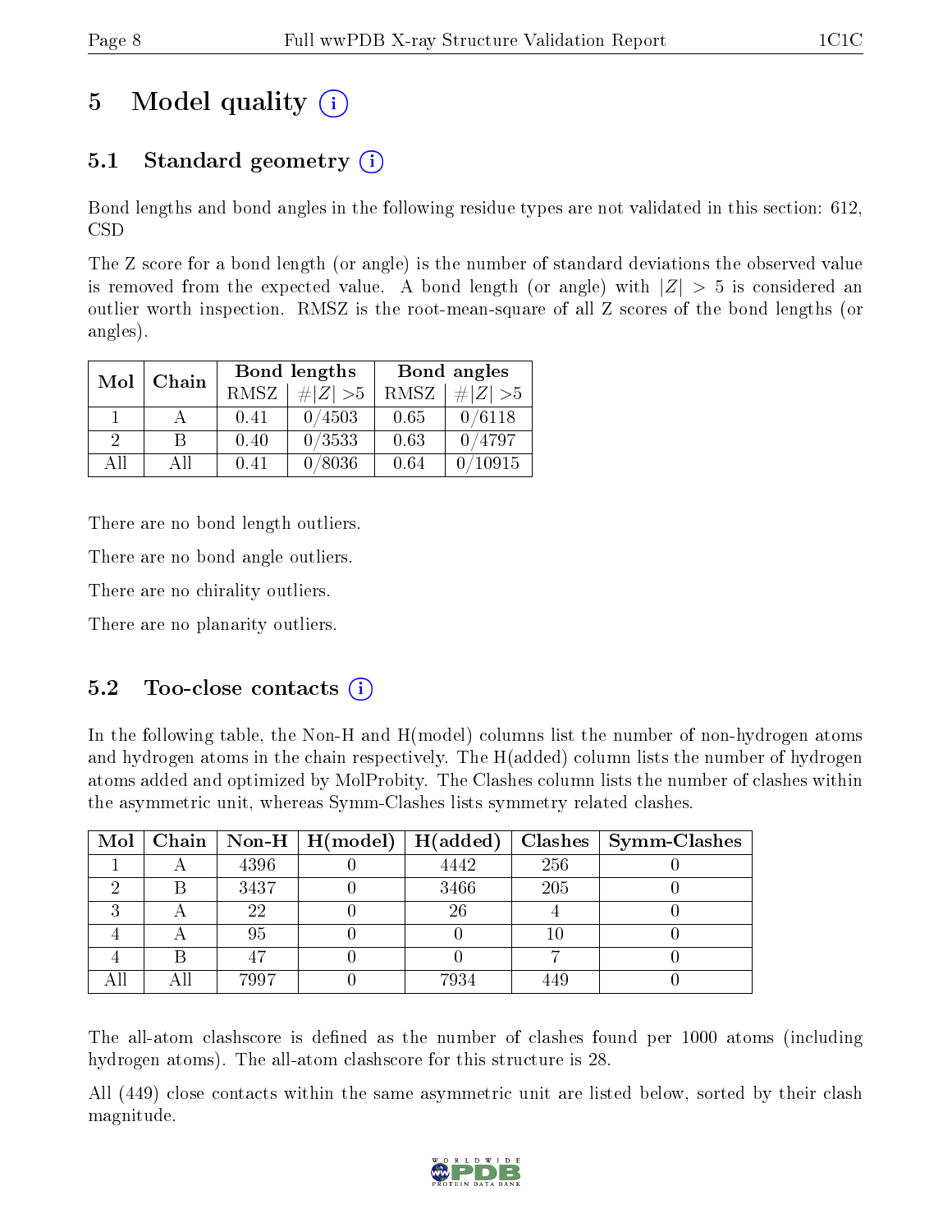# 5 Model quality

## 5.1 Standard geometry

Bond lengths and bond angles in the following residue types are not validated in this section: 612, CSD

The Z score for a bond length (or angle) is the number of standard deviations the observed value is removed from the expected value. A bond length (or angle) with $|Z| > 5$ is considered an outlier worth inspection. RMSZ is the root-mean-square of all Z scores of the bond lengths (or angles).

| Mol | Chain | Bond lengths | | Bond angles | |
|---|---|---|---|---|---|
| | | RMSZ | #\|Z\| >5 | RMSZ | #\|Z\| >5 |
| 1 | A | 0.41 | 0/4503 | 0.65 | 0/6118 |
| 2 | B | 0.40 | 0/3533 | 0.63 | 0/4797 |
| All | All | 0.41 | 0/8036 | 0.64 | 0/10915 |

There are no bond length outliers.

There are no bond angle outliers.

There are no chirality outliers.

There are no planarity outliers.

## 5.2 Too-close contacts

In the following table, the Non-H and H(model) columns list the number of non-hydrogen atoms and hydrogen atoms in the chain respectively. The H(added) column lists the number of hydrogen atoms added and optimized by MolProbity. The Clashes column lists the number of clashes within the asymmetric unit, whereas Symm-Clashes lists symmetry related clashes.

| Mol | Chain | Non-H | H(model) | H(added) | Clashes | Symm-Clashes |
|---|---|---|---|---|---|---|
| 1 | A | 4396 | 0 | 4442 | 256 | 0 |
| 2 | B | 3437 | 0 | 3466 | 205 | 0 |
| 3 | A | 22 | 0 | 26 | 4 | 0 |
| 4 | A | 95 | 0 | 0 | 10 | 0 |
| 4 | B | 47 | 0 | 0 | 7 | 0 |
| All | All | 7997 | 0 | 7934 | 449 | 0 |

The all-atom clashscore is defined as the number of clashes found per 1000 atoms (including hydrogen atoms). The all-atom clashscore for this structure is 28.

All (449) close contacts within the same asymmetric unit are listed below, sorted by their clash magnitude.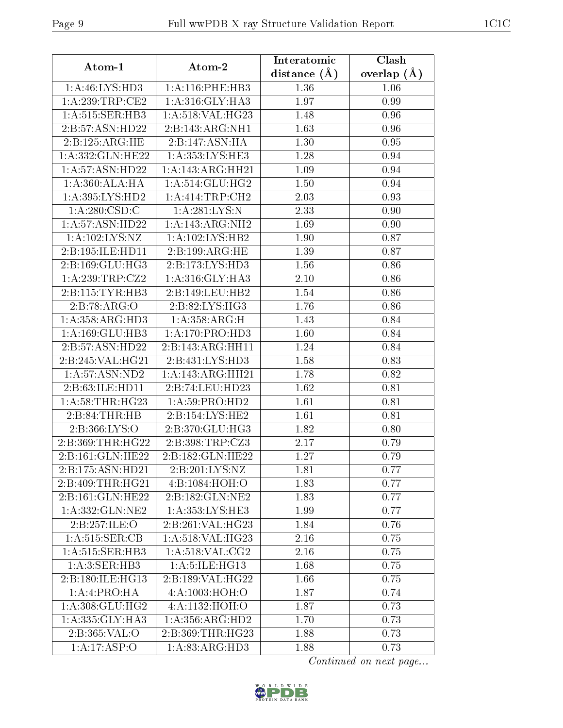| Atom-1 | Atom-2 | Interatomic distance (Å) | Clash overlap (Å) |
|---|---|---|---|
| 1:A:46:LYS:HD3 | 1:A:116:PHE:HB3 | 1.36 | 1.06 |
| 1:A:239:TRP:CE2 | 1:A:316:GLY:HA3 | 1.97 | 0.99 |
| 1:A:515:SER:HB3 | 1:A:518:VAL:HG23 | 1.48 | 0.96 |
| 2:B:57:ASN:HD22 | 2:B:143:ARG:NH1 | 1.63 | 0.96 |
| 2:B:125:ARG:HE | 2:B:147:ASN:HA | 1.30 | 0.95 |
| 1:A:332:GLN:HE22 | 1:A:353:LYS:HE3 | 1.28 | 0.94 |
| 1:A:57:ASN:HD22 | 1:A:143:ARG:HH21 | 1.09 | 0.94 |
| 1:A:360:ALA:HA | 1:A:514:GLU:HG2 | 1.50 | 0.94 |
| 1:A:395:LYS:HD2 | 1:A:414:TRP:CH2 | 2.03 | 0.93 |
| 1:A:280:CSD:C | 1:A:281:LYS:N | 2.33 | 0.90 |
| 1:A:57:ASN:HD22 | 1:A:143:ARG:NH2 | 1.69 | 0.90 |
| 1:A:102:LYS:NZ | 1:A:102:LYS:HB2 | 1.90 | 0.87 |
| 2:B:195:ILE:HD11 | 2:B:199:ARG:HE | 1.39 | 0.87 |
| 2:B:169:GLU:HG3 | 2:B:173:LYS:HD3 | 1.56 | 0.86 |
| 1:A:239:TRP:CZ2 | 1:A:316:GLY:HA3 | 2.10 | 0.86 |
| 2:B:115:TYR:HB3 | 2:B:149:LEU:HB2 | 1.54 | 0.86 |
| 2:B:78:ARG:O | 2:B:82:LYS:HG3 | 1.76 | 0.86 |
| 1:A:358:ARG:HD3 | 1:A:358:ARG:H | 1.43 | 0.84 |
| 1:A:169:GLU:HB3 | 1:A:170:PRO:HD3 | 1.60 | 0.84 |
| 2:B:57:ASN:HD22 | 2:B:143:ARG:HH11 | 1.24 | 0.84 |
| 2:B:245:VAL:HG21 | 2:B:431:LYS:HD3 | 1.58 | 0.83 |
| 1:A:57:ASN:ND2 | 1:A:143:ARG:HH21 | 1.78 | 0.82 |
| 2:B:63:ILE:HD11 | 2:B:74:LEU:HD23 | 1.62 | 0.81 |
| 1:A:58:THR:HG23 | 1:A:59:PRO:HD2 | 1.61 | 0.81 |
| 2:B:84:THR:HB | 2:B:154:LYS:HE2 | 1.61 | 0.81 |
| 2:B:366:LYS:O | 2:B:370:GLU:HG3 | 1.82 | 0.80 |
| 2:B:369:THR:HG22 | 2:B:398:TRP:CZ3 | 2.17 | 0.79 |
| 2:B:161:GLN:HE22 | 2:B:182:GLN:HE22 | 1.27 | 0.79 |
| 2:B:175:ASN:HD21 | 2:B:201:LYS:NZ | 1.81 | 0.77 |
| 2:B:409:THR:HG21 | 4:B:1084:HOH:O | 1.83 | 0.77 |
| 2:B:161:GLN:HE22 | 2:B:182:GLN:NE2 | 1.83 | 0.77 |
| 1:A:332:GLN:NE2 | 1:A:353:LYS:HE3 | 1.99 | 0.77 |
| 2:B:257:ILE:O | 2:B:261:VAL:HG23 | 1.84 | 0.76 |
| 1:A:515:SER:CB | 1:A:518:VAL:HG23 | 2.16 | 0.75 |
| 1:A:515:SER:HB3 | 1:A:518:VAL:CG2 | 2.16 | 0.75 |
| 1:A:3:SER:HB3 | 1:A:5:ILE:HG13 | 1.68 | 0.75 |
| 2:B:180:ILE:HG13 | 2:B:189:VAL:HG22 | 1.66 | 0.75 |
| 1:A:4:PRO:HA | 4:A:1003:HOH:O | 1.87 | 0.74 |
| 1:A:308:GLU:HG2 | 4:A:1132:HOH:O | 1.87 | 0.73 |
| 1:A:335:GLY:HA3 | 1:A:356:ARG:HD2 | 1.70 | 0.73 |
| 2:B:365:VAL:O | 2:B:369:THR:HG23 | 1.88 | 0.73 |
| 1:A:17:ASP:O | 1:A:83:ARG:HD3 | 1.88 | 0.73 |

*Continued on next page...*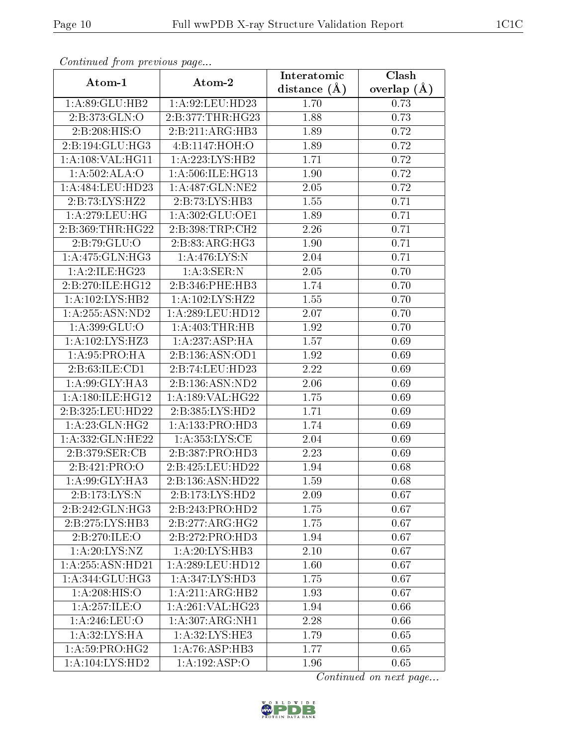*Continued from previous page...*

| Atom-1 | Atom-2 | Interatomic distance (Å) | Clash overlap (Å) |
|---|---|---|---|
| 1:A:89:GLU:HB2 | 1:A:92:LEU:HD23 | 1.70 | 0.73 |
| 2:B:373:GLN:O | 2:B:377:THR:HG23 | 1.88 | 0.73 |
| 2:B:208:HIS:O | 2:B:211:ARG:HB3 | 1.89 | 0.72 |
| 2:B:194:GLU:HG3 | 4:B:1147:HOH:O | 1.89 | 0.72 |
| 1:A:108:VAL:HG11 | 1:A:223:LYS:HB2 | 1.71 | 0.72 |
| 1:A:502:ALA:O | 1:A:506:ILE:HG13 | 1.90 | 0.72 |
| 1:A:484:LEU:HD23 | 1:A:487:GLN:NE2 | 2.05 | 0.72 |
| 2:B:73:LYS:HZ2 | 2:B:73:LYS:HB3 | 1.55 | 0.71 |
| 1:A:279:LEU:HG | 1:A:302:GLU:OE1 | 1.89 | 0.71 |
| 2:B:369:THR:HG22 | 2:B:398:TRP:CH2 | 2.26 | 0.71 |
| 2:B:79:GLU:O | 2:B:83:ARG:HG3 | 1.90 | 0.71 |
| 1:A:475:GLN:HG3 | 1:A:476:LYS:N | 2.04 | 0.71 |
| 1:A:2:ILE:HG23 | 1:A:3:SER:N | 2.05 | 0.70 |
| 2:B:270:ILE:HG12 | 2:B:346:PHE:HB3 | 1.74 | 0.70 |
| 1:A:102:LYS:HB2 | 1:A:102:LYS:HZ2 | 1.55 | 0.70 |
| 1:A:255:ASN:ND2 | 1:A:289:LEU:HD12 | 2.07 | 0.70 |
| 1:A:399:GLU:O | 1:A:403:THR:HB | 1.92 | 0.70 |
| 1:A:102:LYS:HZ3 | 1:A:237:ASP:HA | 1.57 | 0.69 |
| 1:A:95:PRO:HA | 2:B:136:ASN:OD1 | 1.92 | 0.69 |
| 2:B:63:ILE:CD1 | 2:B:74:LEU:HD23 | 2.22 | 0.69 |
| 1:A:99:GLY:HA3 | 2:B:136:ASN:ND2 | 2.06 | 0.69 |
| 1:A:180:ILE:HG12 | 1:A:189:VAL:HG22 | 1.75 | 0.69 |
| 2:B:325:LEU:HD22 | 2:B:385:LYS:HD2 | 1.71 | 0.69 |
| 1:A:23:GLN:HG2 | 1:A:133:PRO:HD3 | 1.74 | 0.69 |
| 1:A:332:GLN:HE22 | 1:A:353:LYS:CE | 2.04 | 0.69 |
| 2:B:379:SER:CB | 2:B:387:PRO:HD3 | 2.23 | 0.69 |
| 2:B:421:PRO:O | 2:B:425:LEU:HD22 | 1.94 | 0.68 |
| 1:A:99:GLY:HA3 | 2:B:136:ASN:HD22 | 1.59 | 0.68 |
| 2:B:173:LYS:N | 2:B:173:LYS:HD2 | 2.09 | 0.67 |
| 2:B:242:GLN:HG3 | 2:B:243:PRO:HD2 | 1.75 | 0.67 |
| 2:B:275:LYS:HB3 | 2:B:277:ARG:HG2 | 1.75 | 0.67 |
| 2:B:270:ILE:O | 2:B:272:PRO:HD3 | 1.94 | 0.67 |
| 1:A:20:LYS:NZ | 1:A:20:LYS:HB3 | 2.10 | 0.67 |
| 1:A:255:ASN:HD21 | 1:A:289:LEU:HD12 | 1.60 | 0.67 |
| 1:A:344:GLU:HG3 | 1:A:347:LYS:HD3 | 1.75 | 0.67 |
| 1:A:208:HIS:O | 1:A:211:ARG:HB2 | 1.93 | 0.67 |
| 1:A:257:ILE:O | 1:A:261:VAL:HG23 | 1.94 | 0.66 |
| 1:A:246:LEU:O | 1:A:307:ARG:NH1 | 2.28 | 0.66 |
| 1:A:32:LYS:HA | 1:A:32:LYS:HE3 | 1.79 | 0.65 |
| 1:A:59:PRO:HG2 | 1:A:76:ASP:HB3 | 1.77 | 0.65 |
| 1:A:104:LYS:HD2 | 1:A:192:ASP:O | 1.96 | 0.65 |

*Continued on next page...*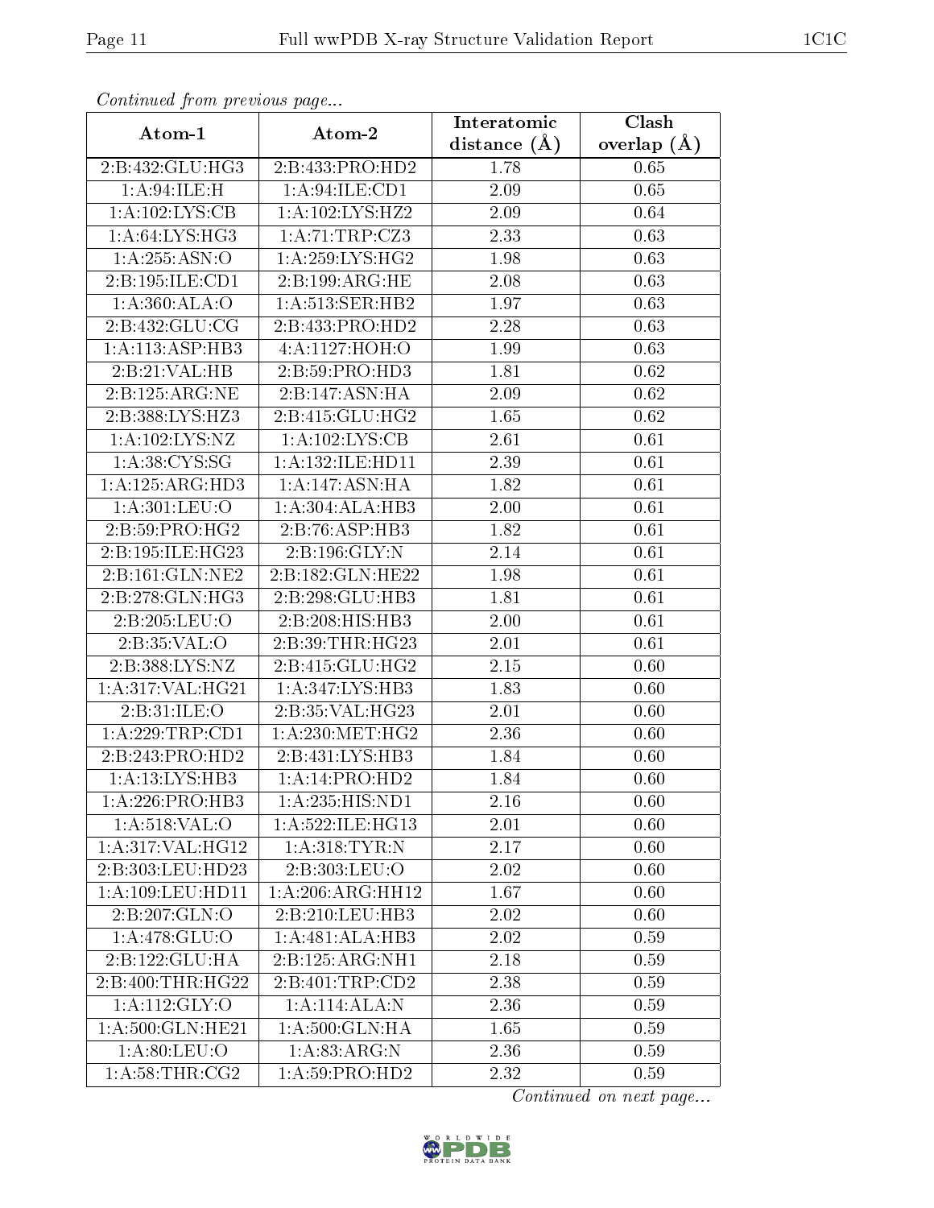*Continued from previous page...*

| Atom-1 | Atom-2 | Interatomic distance (Å) | Clash overlap (Å) |
|---|---|---|---|
| 2:B:432:GLU:HG3 | 2:B:433:PRO:HD2 | 1.78 | 0.65 |
| 1:A:94:ILE:H | 1:A:94:ILE:CD1 | 2.09 | 0.65 |
| 1:A:102:LYS:CB | 1:A:102:LYS:HZ2 | 2.09 | 0.64 |
| 1:A:64:LYS:HG3 | 1:A:71:TRP:CZ3 | 2.33 | 0.63 |
| 1:A:255:ASN:O | 1:A:259:LYS:HG2 | 1.98 | 0.63 |
| 2:B:195:ILE:CD1 | 2:B:199:ARG:HE | 2.08 | 0.63 |
| 1:A:360:ALA:O | 1:A:513:SER:HB2 | 1.97 | 0.63 |
| 2:B:432:GLU:CG | 2:B:433:PRO:HD2 | 2.28 | 0.63 |
| 1:A:113:ASP:HB3 | 4:A:1127:HOH:O | 1.99 | 0.63 |
| 2:B:21:VAL:HB | 2:B:59:PRO:HD3 | 1.81 | 0.62 |
| 2:B:125:ARG:NE | 2:B:147:ASN:HA | 2.09 | 0.62 |
| 2:B:388:LYS:HZ3 | 2:B:415:GLU:HG2 | 1.65 | 0.62 |
| 1:A:102:LYS:NZ | 1:A:102:LYS:CB | 2.61 | 0.61 |
| 1:A:38:CYS:SG | 1:A:132:ILE:HD11 | 2.39 | 0.61 |
| 1:A:125:ARG:HD3 | 1:A:147:ASN:HA | 1.82 | 0.61 |
| 1:A:301:LEU:O | 1:A:304:ALA:HB3 | 2.00 | 0.61 |
| 2:B:59:PRO:HG2 | 2:B:76:ASP:HB3 | 1.82 | 0.61 |
| 2:B:195:ILE:HG23 | 2:B:196:GLY:N | 2.14 | 0.61 |
| 2:B:161:GLN:NE2 | 2:B:182:GLN:HE22 | 1.98 | 0.61 |
| 2:B:278:GLN:HG3 | 2:B:298:GLU:HB3 | 1.81 | 0.61 |
| 2:B:205:LEU:O | 2:B:208:HIS:HB3 | 2.00 | 0.61 |
| 2:B:35:VAL:O | 2:B:39:THR:HG23 | 2.01 | 0.61 |
| 2:B:388:LYS:NZ | 2:B:415:GLU:HG2 | 2.15 | 0.60 |
| 1:A:317:VAL:HG21 | 1:A:347:LYS:HB3 | 1.83 | 0.60 |
| 2:B:31:ILE:O | 2:B:35:VAL:HG23 | 2.01 | 0.60 |
| 1:A:229:TRP:CD1 | 1:A:230:MET:HG2 | 2.36 | 0.60 |
| 2:B:243:PRO:HD2 | 2:B:431:LYS:HB3 | 1.84 | 0.60 |
| 1:A:13:LYS:HB3 | 1:A:14:PRO:HD2 | 1.84 | 0.60 |
| 1:A:226:PRO:HB3 | 1:A:235:HIS:ND1 | 2.16 | 0.60 |
| 1:A:518:VAL:O | 1:A:522:ILE:HG13 | 2.01 | 0.60 |
| 1:A:317:VAL:HG12 | 1:A:318:TYR:N | 2.17 | 0.60 |
| 2:B:303:LEU:HD23 | 2:B:303:LEU:O | 2.02 | 0.60 |
| 1:A:109:LEU:HD11 | 1:A:206:ARG:HH12 | 1.67 | 0.60 |
| 2:B:207:GLN:O | 2:B:210:LEU:HB3 | 2.02 | 0.60 |
| 1:A:478:GLU:O | 1:A:481:ALA:HB3 | 2.02 | 0.59 |
| 2:B:122:GLU:HA | 2:B:125:ARG:NH1 | 2.18 | 0.59 |
| 2:B:400:THR:HG22 | 2:B:401:TRP:CD2 | 2.38 | 0.59 |
| 1:A:112:GLY:O | 1:A:114:ALA:N | 2.36 | 0.59 |
| 1:A:500:GLN:HE21 | 1:A:500:GLN:HA | 1.65 | 0.59 |
| 1:A:80:LEU:O | 1:A:83:ARG:N | 2.36 | 0.59 |
| 1:A:58:THR:CG2 | 1:A:59:PRO:HD2 | 2.32 | 0.59 |

*Continued on next page...*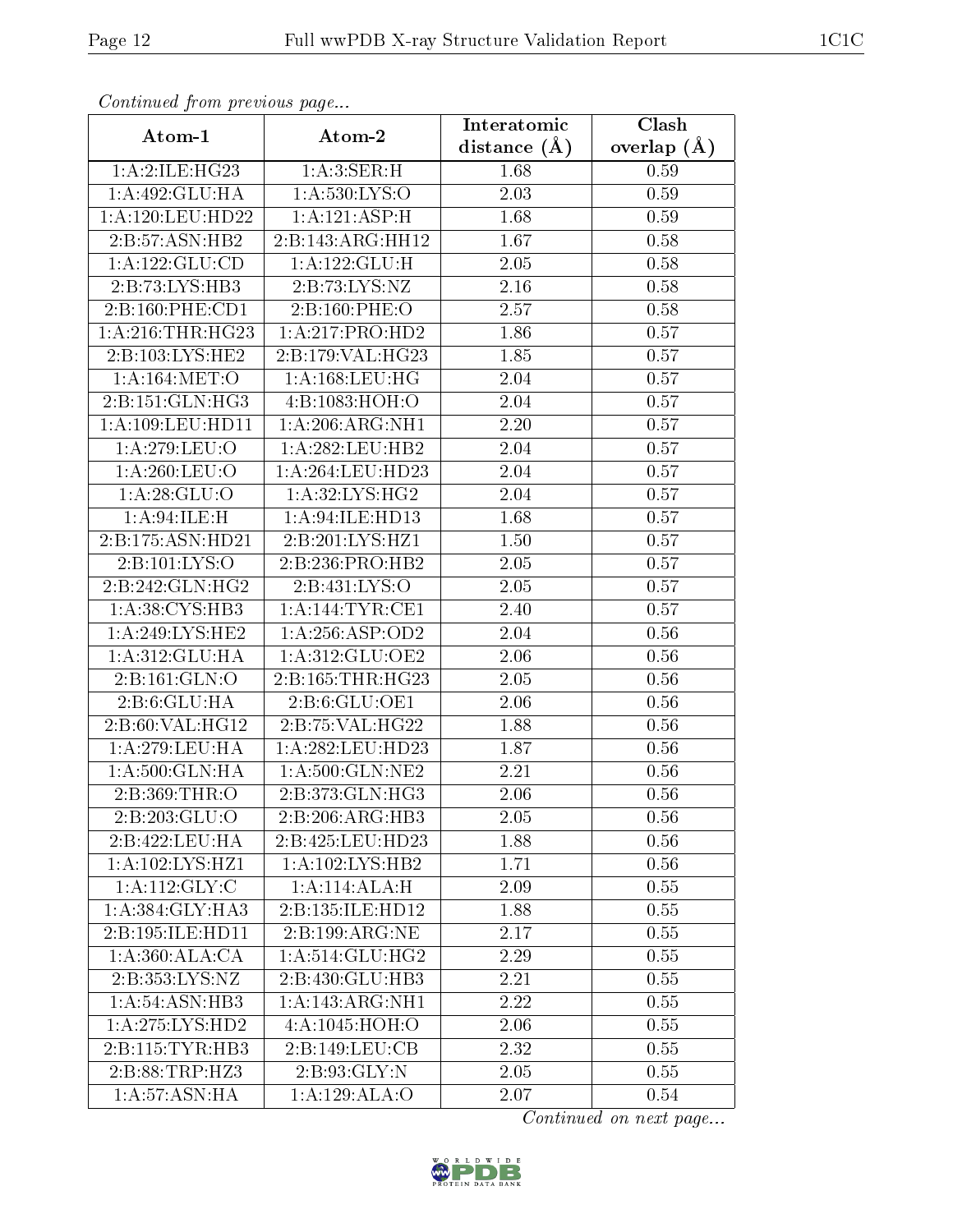*Continued from previous page...*

| Atom-1 | Atom-2 | Interatomic distance (Å) | Clash overlap (Å) |
|---|---|---|---|
| 1:A:2:ILE:HG23 | 1:A:3:SER:H | 1.68 | 0.59 |
| 1:A:492:GLU:HA | 1:A:530:LYS:O | 2.03 | 0.59 |
| 1:A:120:LEU:HD22 | 1:A:121:ASP:H | 1.68 | 0.59 |
| 2:B:57:ASN:HB2 | 2:B:143:ARG:HH12 | 1.67 | 0.58 |
| 1:A:122:GLU:CD | 1:A:122:GLU:H | 2.05 | 0.58 |
| 2:B:73:LYS:HB3 | 2:B:73:LYS:NZ | 2.16 | 0.58 |
| 2:B:160:PHE:CD1 | 2:B:160:PHE:O | 2.57 | 0.58 |
| 1:A:216:THR:HG23 | 1:A:217:PRO:HD2 | 1.86 | 0.57 |
| 2:B:103:LYS:HE2 | 2:B:179:VAL:HG23 | 1.85 | 0.57 |
| 1:A:164:MET:O | 1:A:168:LEU:HG | 2.04 | 0.57 |
| 2:B:151:GLN:HG3 | 4:B:1083:HOH:O | 2.04 | 0.57 |
| 1:A:109:LEU:HD11 | 1:A:206:ARG:NH1 | 2.20 | 0.57 |
| 1:A:279:LEU:O | 1:A:282:LEU:HB2 | 2.04 | 0.57 |
| 1:A:260:LEU:O | 1:A:264:LEU:HD23 | 2.04 | 0.57 |
| 1:A:28:GLU:O | 1:A:32:LYS:HG2 | 2.04 | 0.57 |
| 1:A:94:ILE:H | 1:A:94:ILE:HD13 | 1.68 | 0.57 |
| 2:B:175:ASN:HD21 | 2:B:201:LYS:HZ1 | 1.50 | 0.57 |
| 2:B:101:LYS:O | 2:B:236:PRO:HB2 | 2.05 | 0.57 |
| 2:B:242:GLN:HG2 | 2:B:431:LYS:O | 2.05 | 0.57 |
| 1:A:38:CYS:HB3 | 1:A:144:TYR:CE1 | 2.40 | 0.57 |
| 1:A:249:LYS:HE2 | 1:A:256:ASP:OD2 | 2.04 | 0.56 |
| 1:A:312:GLU:HA | 1:A:312:GLU:OE2 | 2.06 | 0.56 |
| 2:B:161:GLN:O | 2:B:165:THR:HG23 | 2.05 | 0.56 |
| 2:B:6:GLU:HA | 2:B:6:GLU:OE1 | 2.06 | 0.56 |
| 2:B:60:VAL:HG12 | 2:B:75:VAL:HG22 | 1.88 | 0.56 |
| 1:A:279:LEU:HA | 1:A:282:LEU:HD23 | 1.87 | 0.56 |
| 1:A:500:GLN:HA | 1:A:500:GLN:NE2 | 2.21 | 0.56 |
| 2:B:369:THR:O | 2:B:373:GLN:HG3 | 2.06 | 0.56 |
| 2:B:203:GLU:O | 2:B:206:ARG:HB3 | 2.05 | 0.56 |
| 2:B:422:LEU:HA | 2:B:425:LEU:HD23 | 1.88 | 0.56 |
| 1:A:102:LYS:HZ1 | 1:A:102:LYS:HB2 | 1.71 | 0.56 |
| 1:A:112:GLY:C | 1:A:114:ALA:H | 2.09 | 0.55 |
| 1:A:384:GLY:HA3 | 2:B:135:ILE:HD12 | 1.88 | 0.55 |
| 2:B:195:ILE:HD11 | 2:B:199:ARG:NE | 2.17 | 0.55 |
| 1:A:360:ALA:CA | 1:A:514:GLU:HG2 | 2.29 | 0.55 |
| 2:B:353:LYS:NZ | 2:B:430:GLU:HB3 | 2.21 | 0.55 |
| 1:A:54:ASN:HB3 | 1:A:143:ARG:NH1 | 2.22 | 0.55 |
| 1:A:275:LYS:HD2 | 4:A:1045:HOH:O | 2.06 | 0.55 |
| 2:B:115:TYR:HB3 | 2:B:149:LEU:CB | 2.32 | 0.55 |
| 2:B:88:TRP:HZ3 | 2:B:93:GLY:N | 2.05 | 0.55 |
| 1:A:57:ASN:HA | 1:A:129:ALA:O | 2.07 | 0.54 |

*Continued on next page...*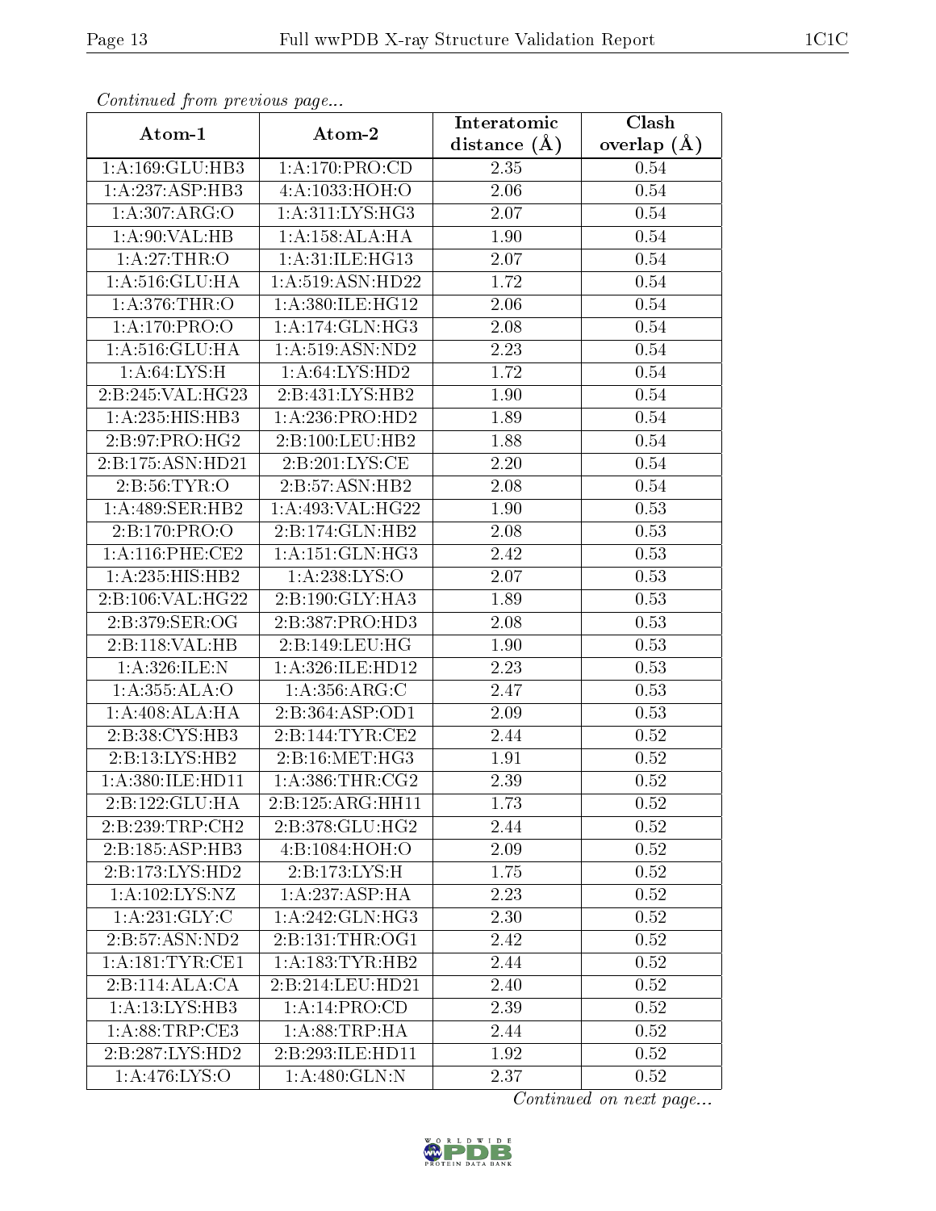*Continued from previous page...*

| Atom-1 | Atom-2 | Interatomic distance (Å) | Clash overlap (Å) |
| --- | --- | --- | --- |
| 1:A:169:GLU:HB3 | 1:A:170:PRO:CD | 2.35 | 0.54 |
| 1:A:237:ASP:HB3 | 4:A:1033:HOH:O | 2.06 | 0.54 |
| 1:A:307:ARG:O | 1:A:311:LYS:HG3 | 2.07 | 0.54 |
| 1:A:90:VAL:HB | 1:A:158:ALA:HA | 1.90 | 0.54 |
| 1:A:27:THR:O | 1:A:31:ILE:HG13 | 2.07 | 0.54 |
| 1:A:516:GLU:HA | 1:A:519:ASN:HD22 | 1.72 | 0.54 |
| 1:A:376:THR:O | 1:A:380:ILE:HG12 | 2.06 | 0.54 |
| 1:A:170:PRO:O | 1:A:174:GLN:HG3 | 2.08 | 0.54 |
| 1:A:516:GLU:HA | 1:A:519:ASN:ND2 | 2.23 | 0.54 |
| 1:A:64:LYS:H | 1:A:64:LYS:HD2 | 1.72 | 0.54 |
| 2:B:245:VAL:HG23 | 2:B:431:LYS:HB2 | 1.90 | 0.54 |
| 1:A:235:HIS:HB3 | 1:A:236:PRO:HD2 | 1.89 | 0.54 |
| 2:B:97:PRO:HG2 | 2:B:100:LEU:HB2 | 1.88 | 0.54 |
| 2:B:175:ASN:HD21 | 2:B:201:LYS:CE | 2.20 | 0.54 |
| 2:B:56:TYR:O | 2:B:57:ASN:HB2 | 2.08 | 0.54 |
| 1:A:489:SER:HB2 | 1:A:493:VAL:HG22 | 1.90 | 0.53 |
| 2:B:170:PRO:O | 2:B:174:GLN:HB2 | 2.08 | 0.53 |
| 1:A:116:PHE:CE2 | 1:A:151:GLN:HG3 | 2.42 | 0.53 |
| 1:A:235:HIS:HB2 | 1:A:238:LYS:O | 2.07 | 0.53 |
| 2:B:106:VAL:HG22 | 2:B:190:GLY:HA3 | 1.89 | 0.53 |
| 2:B:379:SER:OG | 2:B:387:PRO:HD3 | 2.08 | 0.53 |
| 2:B:118:VAL:HB | 2:B:149:LEU:HG | 1.90 | 0.53 |
| 1:A:326:ILE:N | 1:A:326:ILE:HD12 | 2.23 | 0.53 |
| 1:A:355:ALA:O | 1:A:356:ARG:C | 2.47 | 0.53 |
| 1:A:408:ALA:HA | 2:B:364:ASP:OD1 | 2.09 | 0.53 |
| 2:B:38:CYS:HB3 | 2:B:144:TYR:CE2 | 2.44 | 0.52 |
| 2:B:13:LYS:HB2 | 2:B:16:MET:HG3 | 1.91 | 0.52 |
| 1:A:380:ILE:HD11 | 1:A:386:THR:CG2 | 2.39 | 0.52 |
| 2:B:122:GLU:HA | 2:B:125:ARG:HH11 | 1.73 | 0.52 |
| 2:B:239:TRP:CH2 | 2:B:378:GLU:HG2 | 2.44 | 0.52 |
| 2:B:185:ASP:HB3 | 4:B:1084:HOH:O | 2.09 | 0.52 |
| 2:B:173:LYS:HD2 | 2:B:173:LYS:H | 1.75 | 0.52 |
| 1:A:102:LYS:NZ | 1:A:237:ASP:HA | 2.23 | 0.52 |
| 1:A:231:GLY:C | 1:A:242:GLN:HG3 | 2.30 | 0.52 |
| 2:B:57:ASN:ND2 | 2:B:131:THR:OG1 | 2.42 | 0.52 |
| 1:A:181:TYR:CE1 | 1:A:183:TYR:HB2 | 2.44 | 0.52 |
| 2:B:114:ALA:CA | 2:B:214:LEU:HD21 | 2.40 | 0.52 |
| 1:A:13:LYS:HB3 | 1:A:14:PRO:CD | 2.39 | 0.52 |
| 1:A:88:TRP:CE3 | 1:A:88:TRP:HA | 2.44 | 0.52 |
| 2:B:287:LYS:HD2 | 2:B:293:ILE:HD11 | 1.92 | 0.52 |
| 1:A:476:LYS:O | 1:A:480:GLN:N | 2.37 | 0.52 |

*Continued on next page...*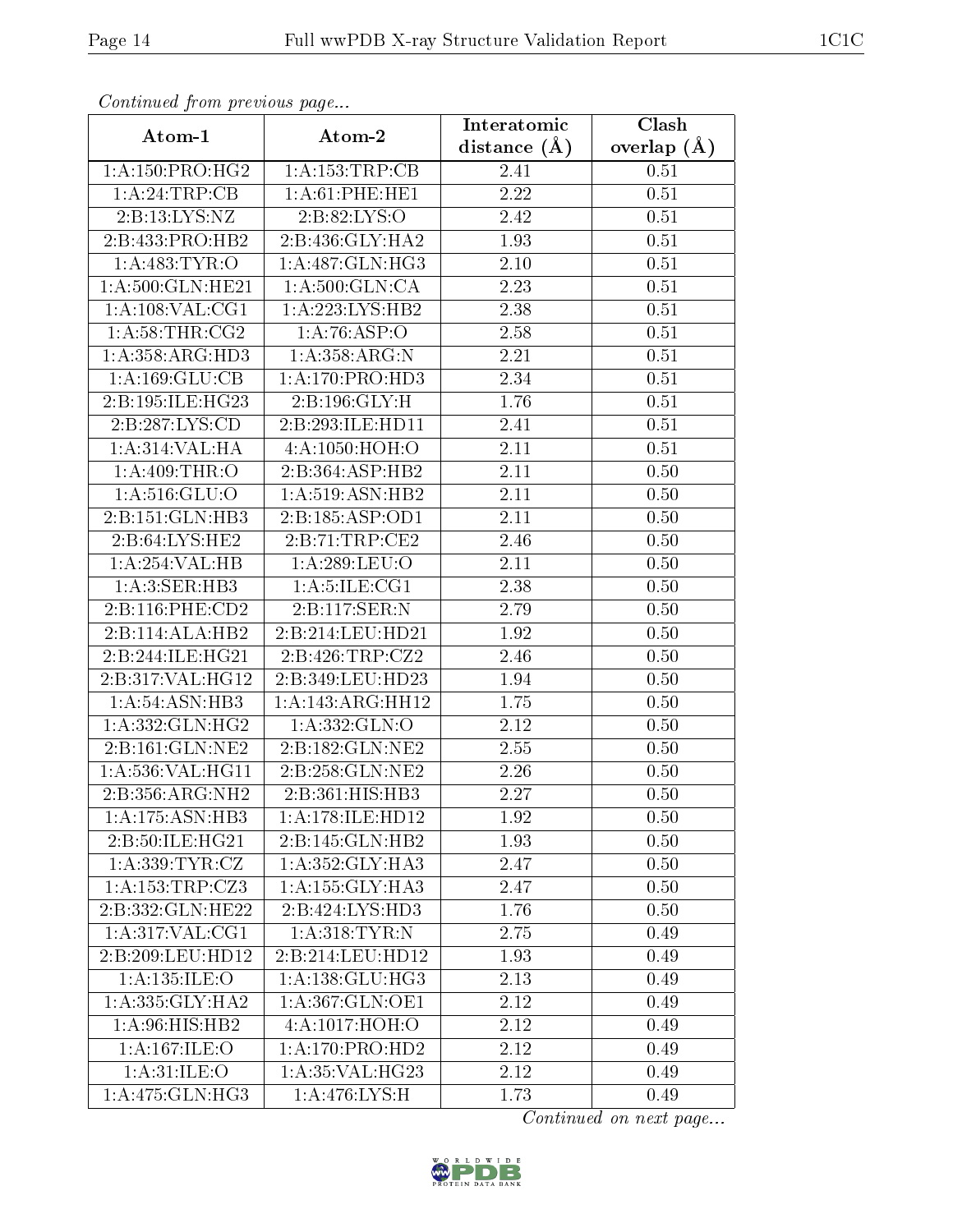*Continued from previous page...*

| Atom-1 | Atom-2 | Interatomic distance (Å) | Clash overlap (Å) |
|---|---|---|---|
| 1:A:150:PRO:HG2 | 1:A:153:TRP:CB | 2.41 | 0.51 |
| 1:A:24:TRP:CB | 1:A:61:PHE:HE1 | 2.22 | 0.51 |
| 2:B:13:LYS:NZ | 2:B:82:LYS:O | 2.42 | 0.51 |
| 2:B:433:PRO:HB2 | 2:B:436:GLY:HA2 | 1.93 | 0.51 |
| 1:A:483:TYR:O | 1:A:487:GLN:HG3 | 2.10 | 0.51 |
| 1:A:500:GLN:HE21 | 1:A:500:GLN:CA | 2.23 | 0.51 |
| 1:A:108:VAL:CG1 | 1:A:223:LYS:HB2 | 2.38 | 0.51 |
| 1:A:58:THR:CG2 | 1:A:76:ASP:O | 2.58 | 0.51 |
| 1:A:358:ARG:HD3 | 1:A:358:ARG:N | 2.21 | 0.51 |
| 1:A:169:GLU:CB | 1:A:170:PRO:HD3 | 2.34 | 0.51 |
| 2:B:195:ILE:HG23 | 2:B:196:GLY:H | 1.76 | 0.51 |
| 2:B:287:LYS:CD | 2:B:293:ILE:HD11 | 2.41 | 0.51 |
| 1:A:314:VAL:HA | 4:A:1050:HOH:O | 2.11 | 0.51 |
| 1:A:409:THR:O | 2:B:364:ASP:HB2 | 2.11 | 0.50 |
| 1:A:516:GLU:O | 1:A:519:ASN:HB2 | 2.11 | 0.50 |
| 2:B:151:GLN:HB3 | 2:B:185:ASP:OD1 | 2.11 | 0.50 |
| 2:B:64:LYS:HE2 | 2:B:71:TRP:CE2 | 2.46 | 0.50 |
| 1:A:254:VAL:HB | 1:A:289:LEU:O | 2.11 | 0.50 |
| 1:A:3:SER:HB3 | 1:A:5:ILE:CG1 | 2.38 | 0.50 |
| 2:B:116:PHE:CD2 | 2:B:117:SER:N | 2.79 | 0.50 |
| 2:B:114:ALA:HB2 | 2:B:214:LEU:HD21 | 1.92 | 0.50 |
| 2:B:244:ILE:HG21 | 2:B:426:TRP:CZ2 | 2.46 | 0.50 |
| 2:B:317:VAL:HG12 | 2:B:349:LEU:HD23 | 1.94 | 0.50 |
| 1:A:54:ASN:HB3 | 1:A:143:ARG:HH12 | 1.75 | 0.50 |
| 1:A:332:GLN:HG2 | 1:A:332:GLN:O | 2.12 | 0.50 |
| 2:B:161:GLN:NE2 | 2:B:182:GLN:NE2 | 2.55 | 0.50 |
| 1:A:536:VAL:HG11 | 2:B:258:GLN:NE2 | 2.26 | 0.50 |
| 2:B:356:ARG:NH2 | 2:B:361:HIS:HB3 | 2.27 | 0.50 |
| 1:A:175:ASN:HB3 | 1:A:178:ILE:HD12 | 1.92 | 0.50 |
| 2:B:50:ILE:HG21 | 2:B:145:GLN:HB2 | 1.93 | 0.50 |
| 1:A:339:TYR:CZ | 1:A:352:GLY:HA3 | 2.47 | 0.50 |
| 1:A:153:TRP:CZ3 | 1:A:155:GLY:HA3 | 2.47 | 0.50 |
| 2:B:332:GLN:HE22 | 2:B:424:LYS:HD3 | 1.76 | 0.50 |
| 1:A:317:VAL:CG1 | 1:A:318:TYR:N | 2.75 | 0.49 |
| 2:B:209:LEU:HD12 | 2:B:214:LEU:HD12 | 1.93 | 0.49 |
| 1:A:135:ILE:O | 1:A:138:GLU:HG3 | 2.13 | 0.49 |
| 1:A:335:GLY:HA2 | 1:A:367:GLN:OE1 | 2.12 | 0.49 |
| 1:A:96:HIS:HB2 | 4:A:1017:HOH:O | 2.12 | 0.49 |
| 1:A:167:ILE:O | 1:A:170:PRO:HD2 | 2.12 | 0.49 |
| 1:A:31:ILE:O | 1:A:35:VAL:HG23 | 2.12 | 0.49 |
| 1:A:475:GLN:HG3 | 1:A:476:LYS:H | 1.73 | 0.49 |

*Continued on next page...*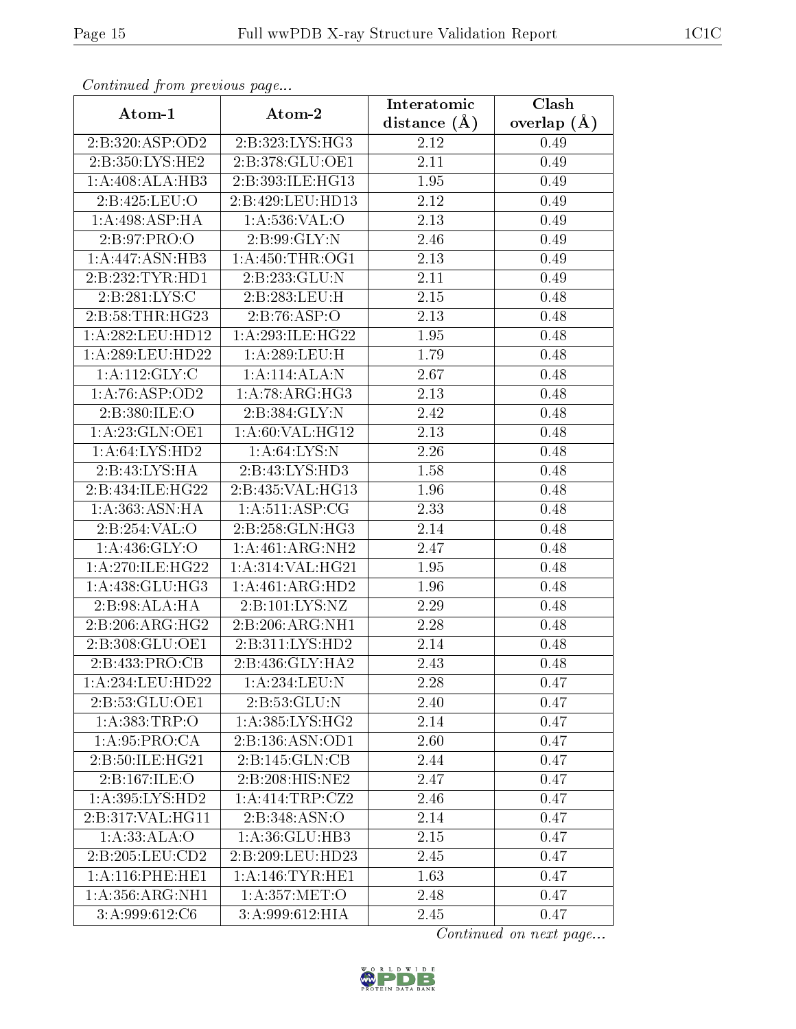*Continued from previous page...*

| Atom-1 | Atom-2 | Interatomic distance (Å) | Clash overlap (Å) |
|---|---|---|---|
| 2:B:320:ASP:OD2 | 2:B:323:LYS:HG3 | 2.12 | 0.49 |
| 2:B:350:LYS:HE2 | 2:B:378:GLU:OE1 | 2.11 | 0.49 |
| 1:A:408:ALA:HB3 | 2:B:393:ILE:HG13 | 1.95 | 0.49 |
| 2:B:425:LEU:O | 2:B:429:LEU:HD13 | 2.12 | 0.49 |
| 1:A:498:ASP:HA | 1:A:536:VAL:O | 2.13 | 0.49 |
| 2:B:97:PRO:O | 2:B:99:GLY:N | 2.46 | 0.49 |
| 1:A:447:ASN:HB3 | 1:A:450:THR:OG1 | 2.13 | 0.49 |
| 2:B:232:TYR:HD1 | 2:B:233:GLU:N | 2.11 | 0.49 |
| 2:B:281:LYS:C | 2:B:283:LEU:H | 2.15 | 0.48 |
| 2:B:58:THR:HG23 | 2:B:76:ASP:O | 2.13 | 0.48 |
| 1:A:282:LEU:HD12 | 1:A:293:ILE:HG22 | 1.95 | 0.48 |
| 1:A:289:LEU:HD22 | 1:A:289:LEU:H | 1.79 | 0.48 |
| 1:A:112:GLY:C | 1:A:114:ALA:N | 2.67 | 0.48 |
| 1:A:76:ASP:OD2 | 1:A:78:ARG:HG3 | 2.13 | 0.48 |
| 2:B:380:ILE:O | 2:B:384:GLY:N | 2.42 | 0.48 |
| 1:A:23:GLN:OE1 | 1:A:60:VAL:HG12 | 2.13 | 0.48 |
| 1:A:64:LYS:HD2 | 1:A:64:LYS:N | 2.26 | 0.48 |
| 2:B:43:LYS:HA | 2:B:43:LYS:HD3 | 1.58 | 0.48 |
| 2:B:434:ILE:HG22 | 2:B:435:VAL:HG13 | 1.96 | 0.48 |
| 1:A:363:ASN:HA | 1:A:511:ASP:CG | 2.33 | 0.48 |
| 2:B:254:VAL:O | 2:B:258:GLN:HG3 | 2.14 | 0.48 |
| 1:A:436:GLY:O | 1:A:461:ARG:NH2 | 2.47 | 0.48 |
| 1:A:270:ILE:HG22 | 1:A:314:VAL:HG21 | 1.95 | 0.48 |
| 1:A:438:GLU:HG3 | 1:A:461:ARG:HD2 | 1.96 | 0.48 |
| 2:B:98:ALA:HA | 2:B:101:LYS:NZ | 2.29 | 0.48 |
| 2:B:206:ARG:HG2 | 2:B:206:ARG:NH1 | 2.28 | 0.48 |
| 2:B:308:GLU:OE1 | 2:B:311:LYS:HD2 | 2.14 | 0.48 |
| 2:B:433:PRO:CB | 2:B:436:GLY:HA2 | 2.43 | 0.48 |
| 1:A:234:LEU:HD22 | 1:A:234:LEU:N | 2.28 | 0.47 |
| 2:B:53:GLU:OE1 | 2:B:53:GLU:N | 2.40 | 0.47 |
| 1:A:383:TRP:O | 1:A:385:LYS:HG2 | 2.14 | 0.47 |
| 1:A:95:PRO:CA | 2:B:136:ASN:OD1 | 2.60 | 0.47 |
| 2:B:50:ILE:HG21 | 2:B:145:GLN:CB | 2.44 | 0.47 |
| 2:B:167:ILE:O | 2:B:208:HIS:NE2 | 2.47 | 0.47 |
| 1:A:395:LYS:HD2 | 1:A:414:TRP:CZ2 | 2.46 | 0.47 |
| 2:B:317:VAL:HG11 | 2:B:348:ASN:O | 2.14 | 0.47 |
| 1:A:33:ALA:O | 1:A:36:GLU:HB3 | 2.15 | 0.47 |
| 2:B:205:LEU:CD2 | 2:B:209:LEU:HD23 | 2.45 | 0.47 |
| 1:A:116:PHE:HE1 | 1:A:146:TYR:HE1 | 1.63 | 0.47 |
| 1:A:356:ARG:NH1 | 1:A:357:MET:O | 2.48 | 0.47 |
| 3:A:999:612:C6 | 3:A:999:612:HIA | 2.45 | 0.47 |

*Continued on next page...*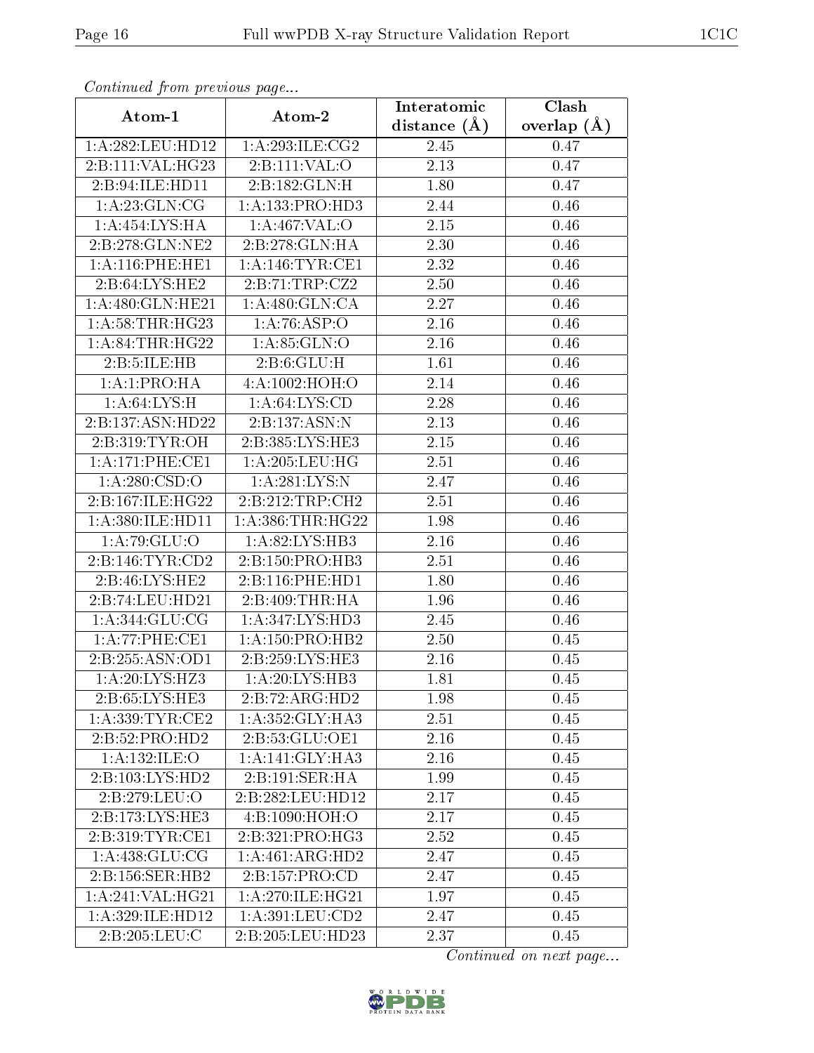*Continued from previous page...*

| Atom-1 | Atom-2 | Interatomic distance (Å) | Clash overlap (Å) |
| --- | --- | --- | --- |
| 1:A:282:LEU:HD12 | 1:A:293:ILE:CG2 | 2.45 | 0.47 |
| 2:B:111:VAL:HG23 | 2:B:111:VAL:O | 2.13 | 0.47 |
| 2:B:94:ILE:HD11 | 2:B:182:GLN:H | 1.80 | 0.47 |
| 1:A:23:GLN:CG | 1:A:133:PRO:HD3 | 2.44 | 0.46 |
| 1:A:454:LYS:HA | 1:A:467:VAL:O | 2.15 | 0.46 |
| 2:B:278:GLN:NE2 | 2:B:278:GLN:HA | 2.30 | 0.46 |
| 1:A:116:PHE:HE1 | 1:A:146:TYR:CE1 | 2.32 | 0.46 |
| 2:B:64:LYS:HE2 | 2:B:71:TRP:CZ2 | 2.50 | 0.46 |
| 1:A:480:GLN:HE21 | 1:A:480:GLN:CA | 2.27 | 0.46 |
| 1:A:58:THR:HG23 | 1:A:76:ASP:O | 2.16 | 0.46 |
| 1:A:84:THR:HG22 | 1:A:85:GLN:O | 2.16 | 0.46 |
| 2:B:5:ILE:HB | 2:B:6:GLU:H | 1.61 | 0.46 |
| 1:A:1:PRO:HA | 4:A:1002:HOH:O | 2.14 | 0.46 |
| 1:A:64:LYS:H | 1:A:64:LYS:CD | 2.28 | 0.46 |
| 2:B:137:ASN:HD22 | 2:B:137:ASN:N | 2.13 | 0.46 |
| 2:B:319:TYR:OH | 2:B:385:LYS:HE3 | 2.15 | 0.46 |
| 1:A:171:PHE:CE1 | 1:A:205:LEU:HG | 2.51 | 0.46 |
| 1:A:280:CSD:O | 1:A:281:LYS:N | 2.47 | 0.46 |
| 2:B:167:ILE:HG22 | 2:B:212:TRP:CH2 | 2.51 | 0.46 |
| 1:A:380:ILE:HD11 | 1:A:386:THR:HG22 | 1.98 | 0.46 |
| 1:A:79:GLU:O | 1:A:82:LYS:HB3 | 2.16 | 0.46 |
| 2:B:146:TYR:CD2 | 2:B:150:PRO:HB3 | 2.51 | 0.46 |
| 2:B:46:LYS:HE2 | 2:B:116:PHE:HD1 | 1.80 | 0.46 |
| 2:B:74:LEU:HD21 | 2:B:409:THR:HA | 1.96 | 0.46 |
| 1:A:344:GLU:CG | 1:A:347:LYS:HD3 | 2.45 | 0.46 |
| 1:A:77:PHE:CE1 | 1:A:150:PRO:HB2 | 2.50 | 0.45 |
| 2:B:255:ASN:OD1 | 2:B:259:LYS:HE3 | 2.16 | 0.45 |
| 1:A:20:LYS:HZ3 | 1:A:20:LYS:HB3 | 1.81 | 0.45 |
| 2:B:65:LYS:HE3 | 2:B:72:ARG:HD2 | 1.98 | 0.45 |
| 1:A:339:TYR:CE2 | 1:A:352:GLY:HA3 | 2.51 | 0.45 |
| 2:B:52:PRO:HD2 | 2:B:53:GLU:OE1 | 2.16 | 0.45 |
| 1:A:132:ILE:O | 1:A:141:GLY:HA3 | 2.16 | 0.45 |
| 2:B:103:LYS:HD2 | 2:B:191:SER:HA | 1.99 | 0.45 |
| 2:B:279:LEU:O | 2:B:282:LEU:HD12 | 2.17 | 0.45 |
| 2:B:173:LYS:HE3 | 4:B:1090:HOH:O | 2.17 | 0.45 |
| 2:B:319:TYR:CE1 | 2:B:321:PRO:HG3 | 2.52 | 0.45 |
| 1:A:438:GLU:CG | 1:A:461:ARG:HD2 | 2.47 | 0.45 |
| 2:B:156:SER:HB2 | 2:B:157:PRO:CD | 2.47 | 0.45 |
| 1:A:241:VAL:HG21 | 1:A:270:ILE:HG21 | 1.97 | 0.45 |
| 1:A:329:ILE:HD12 | 1:A:391:LEU:CD2 | 2.47 | 0.45 |
| 2:B:205:LEU:C | 2:B:205:LEU:HD23 | 2.37 | 0.45 |

*Continued on next page...*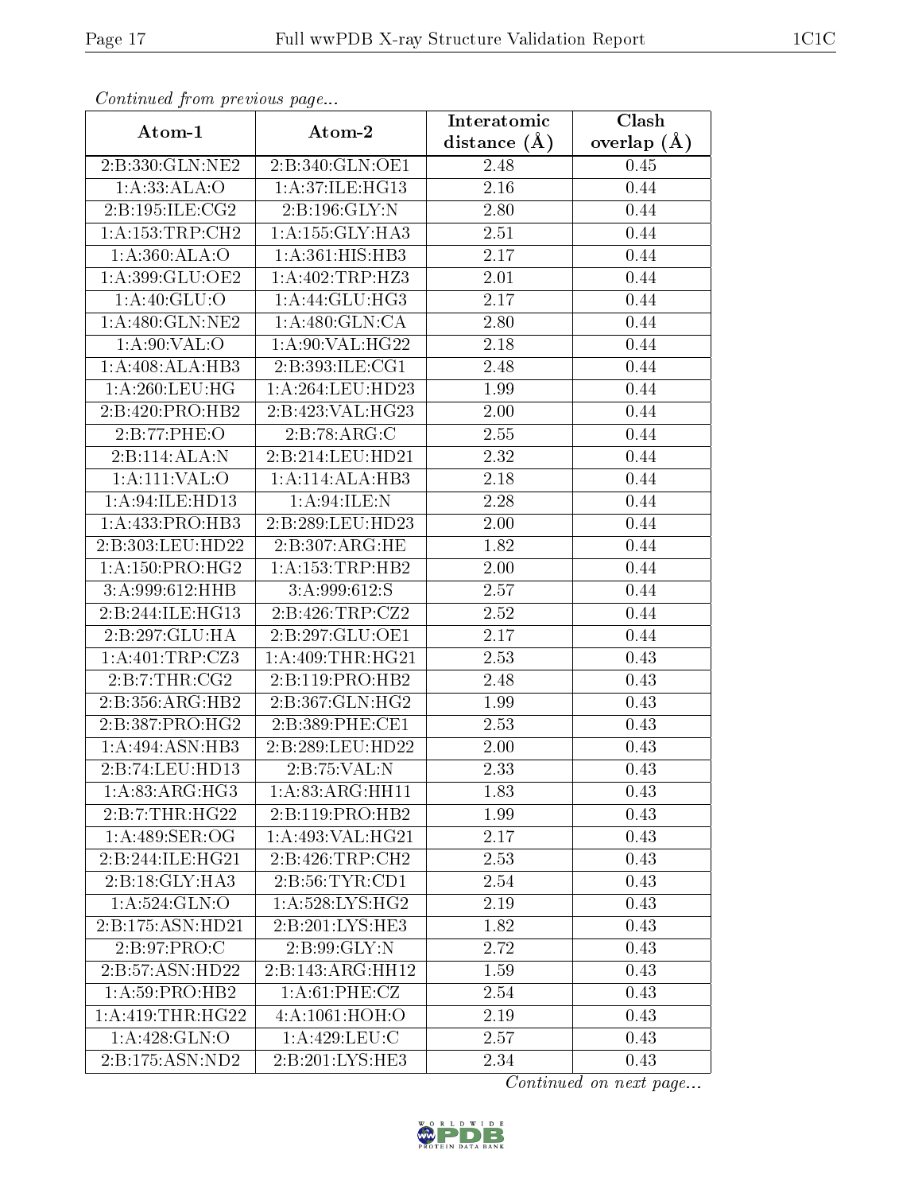*Continued from previous page...*

| Atom-1 | Atom-2 | Interatomic distance (Å) | Clash overlap (Å) |
|---|---|---|---|
| 2:B:330:GLN:NE2 | 2:B:340:GLN:OE1 | 2.48 | 0.45 |
| 1:A:33:ALA:O | 1:A:37:ILE:HG13 | 2.16 | 0.44 |
| 2:B:195:ILE:CG2 | 2:B:196:GLY:N | 2.80 | 0.44 |
| 1:A:153:TRP:CH2 | 1:A:155:GLY:HA3 | 2.51 | 0.44 |
| 1:A:360:ALA:O | 1:A:361:HIS:HB3 | 2.17 | 0.44 |
| 1:A:399:GLU:OE2 | 1:A:402:TRP:HZ3 | 2.01 | 0.44 |
| 1:A:40:GLU:O | 1:A:44:GLU:HG3 | 2.17 | 0.44 |
| 1:A:480:GLN:NE2 | 1:A:480:GLN:CA | 2.80 | 0.44 |
| 1:A:90:VAL:O | 1:A:90:VAL:HG22 | 2.18 | 0.44 |
| 1:A:408:ALA:HB3 | 2:B:393:ILE:CG1 | 2.48 | 0.44 |
| 1:A:260:LEU:HG | 1:A:264:LEU:HD23 | 1.99 | 0.44 |
| 2:B:420:PRO:HB2 | 2:B:423:VAL:HG23 | 2.00 | 0.44 |
| 2:B:77:PHE:O | 2:B:78:ARG:C | 2.55 | 0.44 |
| 2:B:114:ALA:N | 2:B:214:LEU:HD21 | 2.32 | 0.44 |
| 1:A:111:VAL:O | 1:A:114:ALA:HB3 | 2.18 | 0.44 |
| 1:A:94:ILE:HD13 | 1:A:94:ILE:N | 2.28 | 0.44 |
| 1:A:433:PRO:HB3 | 2:B:289:LEU:HD23 | 2.00 | 0.44 |
| 2:B:303:LEU:HD22 | 2:B:307:ARG:HE | 1.82 | 0.44 |
| 1:A:150:PRO:HG2 | 1:A:153:TRP:HB2 | 2.00 | 0.44 |
| 3:A:999:612:HHB | 3:A:999:612:S | 2.57 | 0.44 |
| 2:B:244:ILE:HG13 | 2:B:426:TRP:CZ2 | 2.52 | 0.44 |
| 2:B:297:GLU:HA | 2:B:297:GLU:OE1 | 2.17 | 0.44 |
| 1:A:401:TRP:CZ3 | 1:A:409:THR:HG21 | 2.53 | 0.43 |
| 2:B:7:THR:CG2 | 2:B:119:PRO:HB2 | 2.48 | 0.43 |
| 2:B:356:ARG:HB2 | 2:B:367:GLN:HG2 | 1.99 | 0.43 |
| 2:B:387:PRO:HG2 | 2:B:389:PHE:CE1 | 2.53 | 0.43 |
| 1:A:494:ASN:HB3 | 2:B:289:LEU:HD22 | 2.00 | 0.43 |
| 2:B:74:LEU:HD13 | 2:B:75:VAL:N | 2.33 | 0.43 |
| 1:A:83:ARG:HG3 | 1:A:83:ARG:HH11 | 1.83 | 0.43 |
| 2:B:7:THR:HG22 | 2:B:119:PRO:HB2 | 1.99 | 0.43 |
| 1:A:489:SER:OG | 1:A:493:VAL:HG21 | 2.17 | 0.43 |
| 2:B:244:ILE:HG21 | 2:B:426:TRP:CH2 | 2.53 | 0.43 |
| 2:B:18:GLY:HA3 | 2:B:56:TYR:CD1 | 2.54 | 0.43 |
| 1:A:524:GLN:O | 1:A:528:LYS:HG2 | 2.19 | 0.43 |
| 2:B:175:ASN:HD21 | 2:B:201:LYS:HE3 | 1.82 | 0.43 |
| 2:B:97:PRO:C | 2:B:99:GLY:N | 2.72 | 0.43 |
| 2:B:57:ASN:HD22 | 2:B:143:ARG:HH12 | 1.59 | 0.43 |
| 1:A:59:PRO:HB2 | 1:A:61:PHE:CZ | 2.54 | 0.43 |
| 1:A:419:THR:HG22 | 4:A:1061:HOH:O | 2.19 | 0.43 |
| 1:A:428:GLN:O | 1:A:429:LEU:C | 2.57 | 0.43 |
| 2:B:175:ASN:ND2 | 2:B:201:LYS:HE3 | 2.34 | 0.43 |

*Continued on next page...*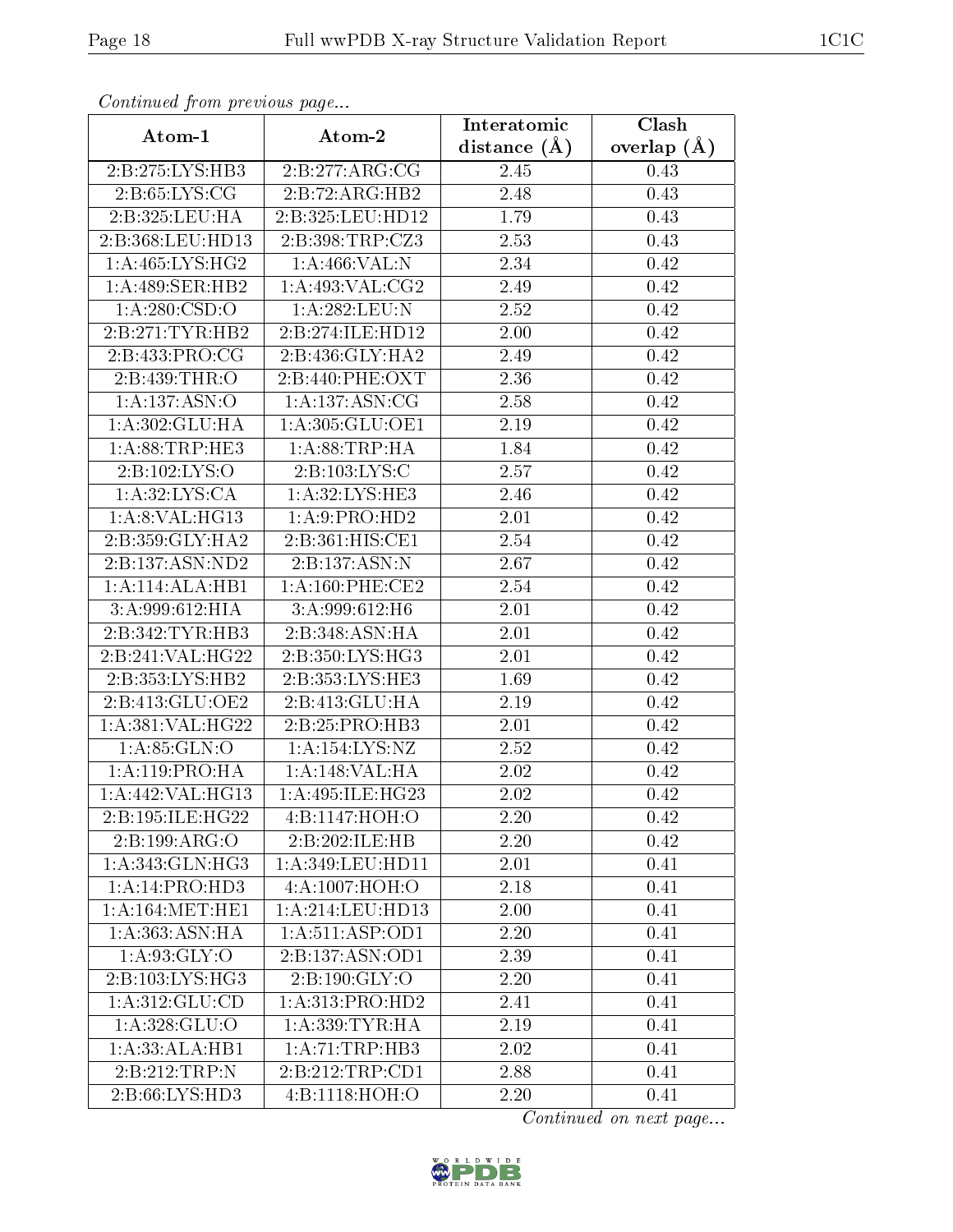*Continued from previous page...*

| Atom-1 | Atom-2 | Interatomic distance (Å) | Clash overlap (Å) |
|---|---|---|---|
| 2:B:275:LYS:HB3 | 2:B:277:ARG:CG | 2.45 | 0.43 |
| 2:B:65:LYS:CG | 2:B:72:ARG:HB2 | 2.48 | 0.43 |
| 2:B:325:LEU:HA | 2:B:325:LEU:HD12 | 1.79 | 0.43 |
| 2:B:368:LEU:HD13 | 2:B:398:TRP:CZ3 | 2.53 | 0.43 |
| 1:A:465:LYS:HG2 | 1:A:466:VAL:N | 2.34 | 0.42 |
| 1:A:489:SER:HB2 | 1:A:493:VAL:CG2 | 2.49 | 0.42 |
| 1:A:280:CSD:O | 1:A:282:LEU:N | 2.52 | 0.42 |
| 2:B:271:TYR:HB2 | 2:B:274:ILE:HD12 | 2.00 | 0.42 |
| 2:B:433:PRO:CG | 2:B:436:GLY:HA2 | 2.49 | 0.42 |
| 2:B:439:THR:O | 2:B:440:PHE:OXT | 2.36 | 0.42 |
| 1:A:137:ASN:O | 1:A:137:ASN:CG | 2.58 | 0.42 |
| 1:A:302:GLU:HA | 1:A:305:GLU:OE1 | 2.19 | 0.42 |
| 1:A:88:TRP:HE3 | 1:A:88:TRP:HA | 1.84 | 0.42 |
| 2:B:102:LYS:O | 2:B:103:LYS:C | 2.57 | 0.42 |
| 1:A:32:LYS:CA | 1:A:32:LYS:HE3 | 2.46 | 0.42 |
| 1:A:8:VAL:HG13 | 1:A:9:PRO:HD2 | 2.01 | 0.42 |
| 2:B:359:GLY:HA2 | 2:B:361:HIS:CE1 | 2.54 | 0.42 |
| 2:B:137:ASN:ND2 | 2:B:137:ASN:N | 2.67 | 0.42 |
| 1:A:114:ALA:HB1 | 1:A:160:PHE:CE2 | 2.54 | 0.42 |
| 3:A:999:612:HIA | 3:A:999:612:H6 | 2.01 | 0.42 |
| 2:B:342:TYR:HB3 | 2:B:348:ASN:HA | 2.01 | 0.42 |
| 2:B:241:VAL:HG22 | 2:B:350:LYS:HG3 | 2.01 | 0.42 |
| 2:B:353:LYS:HB2 | 2:B:353:LYS:HE3 | 1.69 | 0.42 |
| 2:B:413:GLU:OE2 | 2:B:413:GLU:HA | 2.19 | 0.42 |
| 1:A:381:VAL:HG22 | 2:B:25:PRO:HB3 | 2.01 | 0.42 |
| 1:A:85:GLN:O | 1:A:154:LYS:NZ | 2.52 | 0.42 |
| 1:A:119:PRO:HA | 1:A:148:VAL:HA | 2.02 | 0.42 |
| 1:A:442:VAL:HG13 | 1:A:495:ILE:HG23 | 2.02 | 0.42 |
| 2:B:195:ILE:HG22 | 4:B:1147:HOH:O | 2.20 | 0.42 |
| 2:B:199:ARG:O | 2:B:202:ILE:HB | 2.20 | 0.42 |
| 1:A:343:GLN:HG3 | 1:A:349:LEU:HD11 | 2.01 | 0.41 |
| 1:A:14:PRO:HD3 | 4:A:1007:HOH:O | 2.18 | 0.41 |
| 1:A:164:MET:HE1 | 1:A:214:LEU:HD13 | 2.00 | 0.41 |
| 1:A:363:ASN:HA | 1:A:511:ASP:OD1 | 2.20 | 0.41 |
| 1:A:93:GLY:O | 2:B:137:ASN:OD1 | 2.39 | 0.41 |
| 2:B:103:LYS:HG3 | 2:B:190:GLY:O | 2.20 | 0.41 |
| 1:A:312:GLU:CD | 1:A:313:PRO:HD2 | 2.41 | 0.41 |
| 1:A:328:GLU:O | 1:A:339:TYR:HA | 2.19 | 0.41 |
| 1:A:33:ALA:HB1 | 1:A:71:TRP:HB3 | 2.02 | 0.41 |
| 2:B:212:TRP:N | 2:B:212:TRP:CD1 | 2.88 | 0.41 |
| 2:B:66:LYS:HD3 | 4:B:1118:HOH:O | 2.20 | 0.41 |

*Continued on next page...*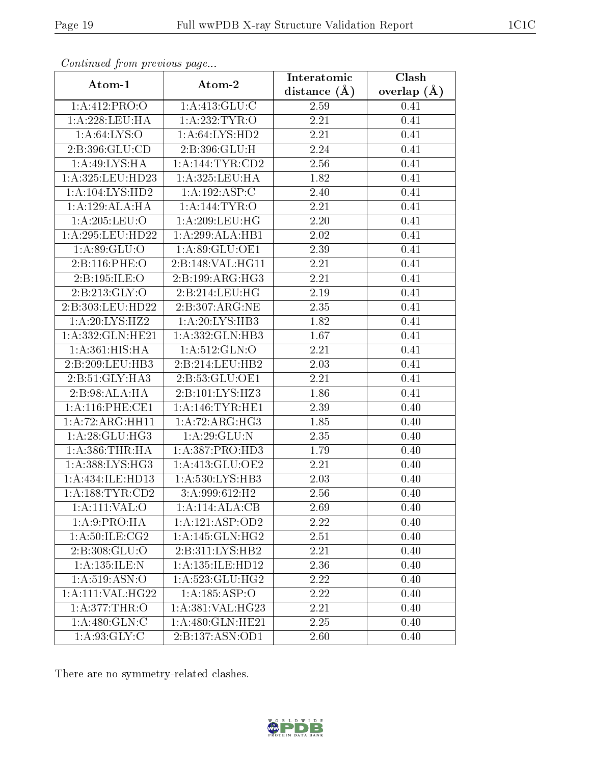*Continued from previous page...*

| Atom-1 | Atom-2 | Interatomic distance (Å) | Clash overlap (Å) |
|---|---|---|---|
| 1:A:412:PRO:O | 1:A:413:GLU:C | 2.59 | 0.41 |
| 1:A:228:LEU:HA | 1:A:232:TYR:O | 2.21 | 0.41 |
| 1:A:64:LYS:O | 1:A:64:LYS:HD2 | 2.21 | 0.41 |
| 2:B:396:GLU:CD | 2:B:396:GLU:H | 2.24 | 0.41 |
| 1:A:49:LYS:HA | 1:A:144:TYR:CD2 | 2.56 | 0.41 |
| 1:A:325:LEU:HD23 | 1:A:325:LEU:HA | 1.82 | 0.41 |
| 1:A:104:LYS:HD2 | 1:A:192:ASP:C | 2.40 | 0.41 |
| 1:A:129:ALA:HA | 1:A:144:TYR:O | 2.21 | 0.41 |
| 1:A:205:LEU:O | 1:A:209:LEU:HG | 2.20 | 0.41 |
| 1:A:295:LEU:HD22 | 1:A:299:ALA:HB1 | 2.02 | 0.41 |
| 1:A:89:GLU:O | 1:A:89:GLU:OE1 | 2.39 | 0.41 |
| 2:B:116:PHE:O | 2:B:148:VAL:HG11 | 2.21 | 0.41 |
| 2:B:195:ILE:O | 2:B:199:ARG:HG3 | 2.21 | 0.41 |
| 2:B:213:GLY:O | 2:B:214:LEU:HG | 2.19 | 0.41 |
| 2:B:303:LEU:HD22 | 2:B:307:ARG:NE | 2.35 | 0.41 |
| 1:A:20:LYS:HZ2 | 1:A:20:LYS:HB3 | 1.82 | 0.41 |
| 1:A:332:GLN:HE21 | 1:A:332:GLN:HB3 | 1.67 | 0.41 |
| 1:A:361:HIS:HA | 1:A:512:GLN:O | 2.21 | 0.41 |
| 2:B:209:LEU:HB3 | 2:B:214:LEU:HB2 | 2.03 | 0.41 |
| 2:B:51:GLY:HA3 | 2:B:53:GLU:OE1 | 2.21 | 0.41 |
| 2:B:98:ALA:HA | 2:B:101:LYS:HZ3 | 1.86 | 0.41 |
| 1:A:116:PHE:CE1 | 1:A:146:TYR:HE1 | 2.39 | 0.40 |
| 1:A:72:ARG:HH11 | 1:A:72:ARG:HG3 | 1.85 | 0.40 |
| 1:A:28:GLU:HG3 | 1:A:29:GLU:N | 2.35 | 0.40 |
| 1:A:386:THR:HA | 1:A:387:PRO:HD3 | 1.79 | 0.40 |
| 1:A:388:LYS:HG3 | 1:A:413:GLU:OE2 | 2.21 | 0.40 |
| 1:A:434:ILE:HD13 | 1:A:530:LYS:HB3 | 2.03 | 0.40 |
| 1:A:188:TYR:CD2 | 3:A:999:612:H2 | 2.56 | 0.40 |
| 1:A:111:VAL:O | 1:A:114:ALA:CB | 2.69 | 0.40 |
| 1:A:9:PRO:HA | 1:A:121:ASP:OD2 | 2.22 | 0.40 |
| 1:A:50:ILE:CG2 | 1:A:145:GLN:HG2 | 2.51 | 0.40 |
| 2:B:308:GLU:O | 2:B:311:LYS:HB2 | 2.21 | 0.40 |
| 1:A:135:ILE:N | 1:A:135:ILE:HD12 | 2.36 | 0.40 |
| 1:A:519:ASN:O | 1:A:523:GLU:HG2 | 2.22 | 0.40 |
| 1:A:111:VAL:HG22 | 1:A:185:ASP:O | 2.22 | 0.40 |
| 1:A:377:THR:O | 1:A:381:VAL:HG23 | 2.21 | 0.40 |
| 1:A:480:GLN:C | 1:A:480:GLN:HE21 | 2.25 | 0.40 |
| 1:A:93:GLY:C | 2:B:137:ASN:OD1 | 2.60 | 0.40 |

There are no symmetry-related clashes.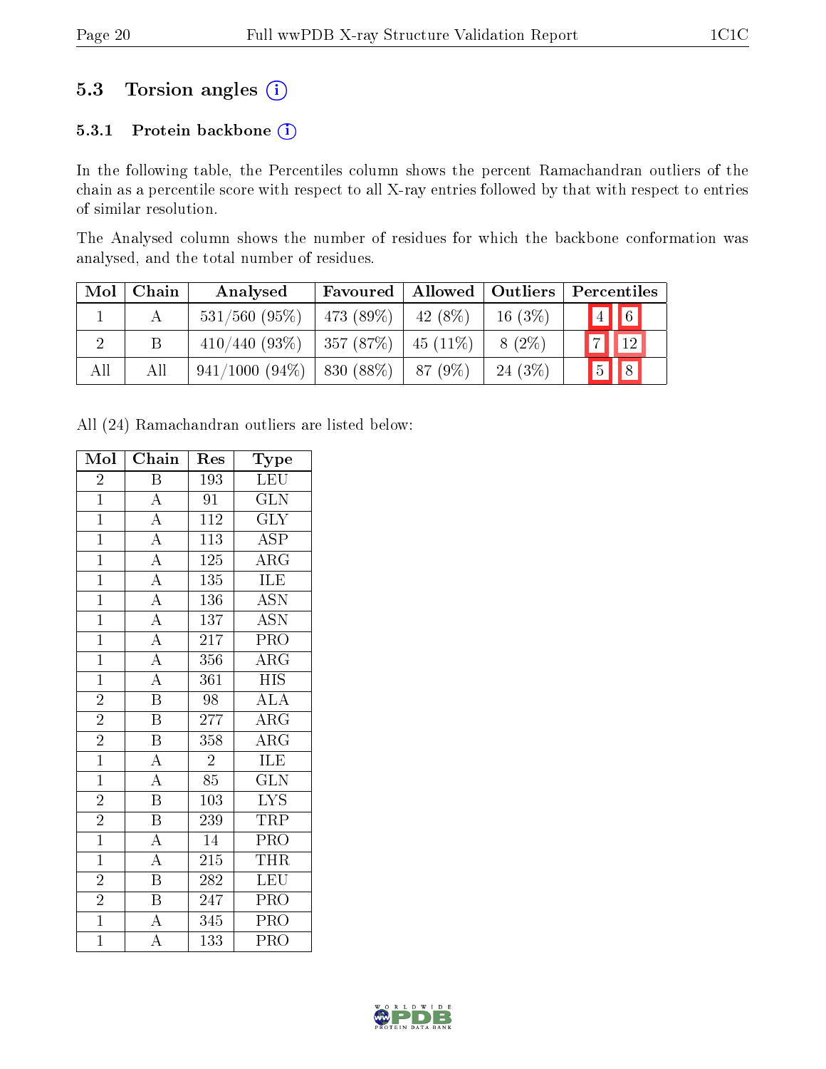## 5.3 Torsion angles (i)

### 5.3.1 Protein backbone (i)

In the following table, the Percentiles column shows the percent Ramachandran outliers of the chain as a percentile score with respect to all X-ray entries followed by that with respect to entries of similar resolution.

The Analysed column shows the number of residues for which the backbone conformation was analysed, and the total number of residues.

| Mol | Chain | Analysed | Favoured | Allowed | Outliers | Percentiles | |
|---|---|---|---|---|---|---|---|
| 1 | A | 531/560 (95%) | 473 (89%) | 42 (8%) | 16 (3%) | 4 | 6 |
| 2 | B | 410/440 (93%) | 357 (87%) | 45 (11%) | 8 (2%) | 7 | 12 |
| All | All | 941/1000 (94%) | 830 (88%) | 87 (9%) | 24 (3%) | 5 | 8 |

All (24) Ramachandran outliers are listed below:

| Mol | Chain | Res | Type |
|---|---|---|---|
| 2 | B | 193 | LEU |
| 1 | A | 91 | GLN |
| 1 | A | 112 | GLY |
| 1 | A | 113 | ASP |
| 1 | A | 125 | ARG |
| 1 | A | 135 | ILE |
| 1 | A | 136 | ASN |
| 1 | A | 137 | ASN |
| 1 | A | 217 | PRO |
| 1 | A | 356 | ARG |
| 1 | A | 361 | HIS |
| 2 | B | 98 | ALA |
| 2 | B | 277 | ARG |
| 2 | B | 358 | ARG |
| 1 | A | 2 | ILE |
| 1 | A | 85 | GLN |
| 2 | B | 103 | LYS |
| 2 | B | 239 | TRP |
| 1 | A | 14 | PRO |
| 1 | A | 215 | THR |
| 2 | B | 282 | LEU |
| 2 | B | 247 | PRO |
| 1 | A | 345 | PRO |
| 1 | A | 133 | PRO |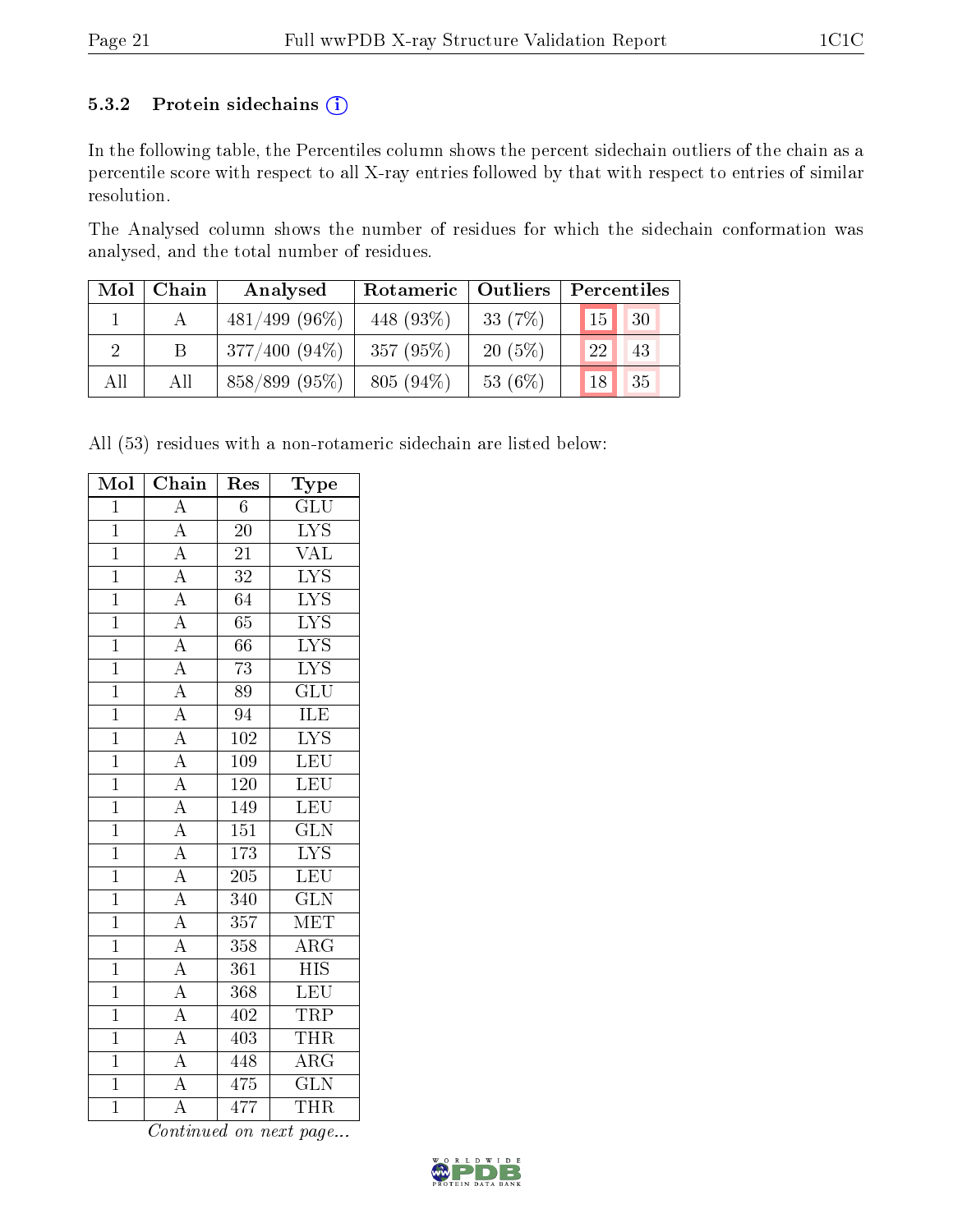### 5.3.2 Protein sidechains (i)

In the following table, the Percentiles column shows the percent sidechain outliers of the chain as a percentile score with respect to all X-ray entries followed by that with respect to entries of similar resolution.

The Analysed column shows the number of residues for which the sidechain conformation was analysed, and the total number of residues.

| Mol | Chain | Analysed | Rotameric | Outliers | Percentiles | |
|---|---|---|---|---|---|---|
| 1 | A | 481/499 (96%) | 448 (93%) | 33 (7%) | 15 | 30 |
| 2 | B | 377/400 (94%) | 357 (95%) | 20 (5%) | 22 | 43 |
| All | All | 858/899 (95%) | 805 (94%) | 53 (6%) | 18 | 35 |

All (53) residues with a non-rotameric sidechain are listed below:

| Mol | Chain | Res | Type |
|---|---|---|---|
| 1 | A | 6 | GLU |
| 1 | A | 20 | LYS |
| 1 | A | 21 | VAL |
| 1 | A | 32 | LYS |
| 1 | A | 64 | LYS |
| 1 | A | 65 | LYS |
| 1 | A | 66 | LYS |
| 1 | A | 73 | LYS |
| 1 | A | 89 | GLU |
| 1 | A | 94 | ILE |
| 1 | A | 102 | LYS |
| 1 | A | 109 | LEU |
| 1 | A | 120 | LEU |
| 1 | A | 149 | LEU |
| 1 | A | 151 | GLN |
| 1 | A | 173 | LYS |
| 1 | A | 205 | LEU |
| 1 | A | 340 | GLN |
| 1 | A | 357 | MET |
| 1 | A | 358 | ARG |
| 1 | A | 361 | HIS |
| 1 | A | 368 | LEU |
| 1 | A | 402 | TRP |
| 1 | A | 403 | THR |
| 1 | A | 448 | ARG |
| 1 | A | 475 | GLN |
| 1 | A | 477 | THR |

*Continued on next page...*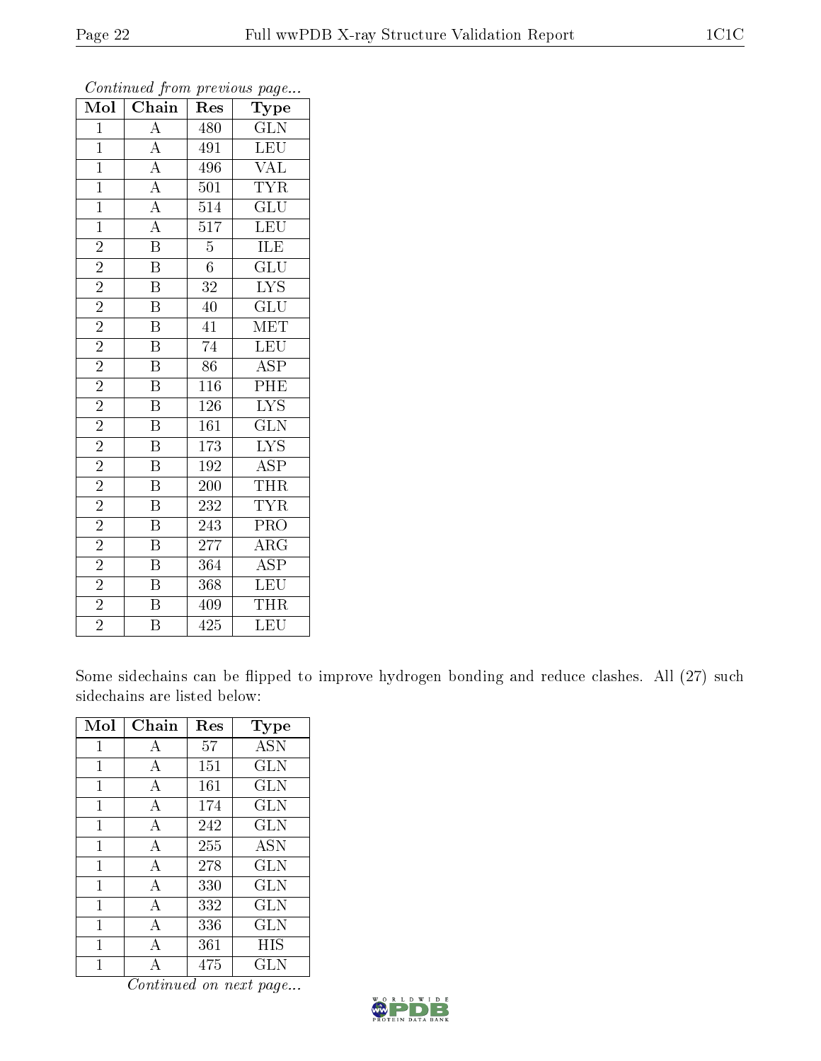*Continued from previous page...*

| Mol | Chain | Res | Type |
|---|---|---|---|
| 1 | A | 480 | GLN |
| 1 | A | 491 | LEU |
| 1 | A | 496 | VAL |
| 1 | A | 501 | TYR |
| 1 | A | 514 | GLU |
| 1 | A | 517 | LEU |
| 2 | B | 5 | ILE |
| 2 | B | 6 | GLU |
| 2 | B | 32 | LYS |
| 2 | B | 40 | GLU |
| 2 | B | 41 | MET |
| 2 | B | 74 | LEU |
| 2 | B | 86 | ASP |
| 2 | B | 116 | PHE |
| 2 | B | 126 | LYS |
| 2 | B | 161 | GLN |
| 2 | B | 173 | LYS |
| 2 | B | 192 | ASP |
| 2 | B | 200 | THR |
| 2 | B | 232 | TYR |
| 2 | B | 243 | PRO |
| 2 | B | 277 | ARG |
| 2 | B | 364 | ASP |
| 2 | B | 368 | LEU |
| 2 | B | 409 | THR |
| 2 | B | 425 | LEU |

Some sidechains can be flipped to improve hydrogen bonding and reduce clashes. All (27) such sidechains are listed below:

| Mol | Chain | Res | Type |
|---|---|---|---|
| 1 | A | 57 | ASN |
| 1 | A | 151 | GLN |
| 1 | A | 161 | GLN |
| 1 | A | 174 | GLN |
| 1 | A | 242 | GLN |
| 1 | A | 255 | ASN |
| 1 | A | 278 | GLN |
| 1 | A | 330 | GLN |
| 1 | A | 332 | GLN |
| 1 | A | 336 | GLN |
| 1 | A | 361 | HIS |
| 1 | A | 475 | GLN |

*Continued on next page...*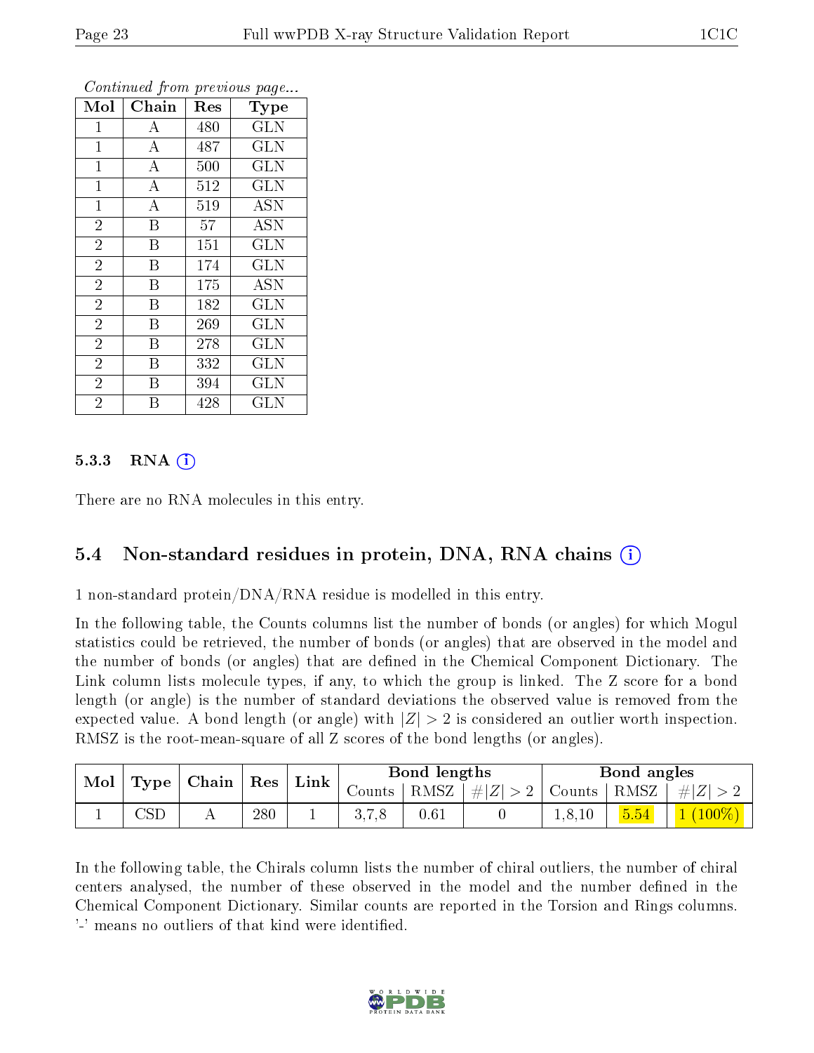*Continued from previous page...*

| Mol | Chain | Res | Type |
|---|---|---|---|
| 1 | A | 480 | GLN |
| 1 | A | 487 | GLN |
| 1 | A | 500 | GLN |
| 1 | A | 512 | GLN |
| 1 | A | 519 | ASN |
| 2 | B | 57 | ASN |
| 2 | B | 151 | GLN |
| 2 | B | 174 | GLN |
| 2 | B | 175 | ASN |
| 2 | B | 182 | GLN |
| 2 | B | 269 | GLN |
| 2 | B | 278 | GLN |
| 2 | B | 332 | GLN |
| 2 | B | 394 | GLN |
| 2 | B | 428 | GLN |

#### 5.3.3 RNA (i)

There are no RNA molecules in this entry.

### 5.4 Non-standard residues in protein, DNA, RNA chains (i)

1 non-standard protein/DNA/RNA residue is modelled in this entry.

In the following table, the Counts columns list the number of bonds (or angles) for which Mogul statistics could be retrieved, the number of bonds (or angles) that are observed in the model and the number of bonds (or angles) that are defined in the Chemical Component Dictionary. The Link column lists molecule types, if any, to which the group is linked. The Z score for a bond length (or angle) is the number of standard deviations the observed value is removed from the expected value. A bond length (or angle) with $|Z| > 2$ is considered an outlier worth inspection. RMSZ is the root-mean-square of all Z scores of the bond lengths (or angles).

| Mol | Type | Chain | Res | Link | Bond lengths | | | Bond angles | | |
|---|---|---|---|---|---|---|---|---|---|---|
| | | | | | Counts | RMSZ | $\#\|Z\| > 2$ | Counts | RMSZ | $\#\|Z\| > 2$ |
| 1 | CSD | A | 280 | 1 | 3,7,8 | 0.61 | 0 | 1,8,10 | 5.54 | 1 (100%) |

In the following table, the Chirals column lists the number of chiral outliers, the number of chiral centers analysed, the number of these observed in the model and the number defined in the Chemical Component Dictionary. Similar counts are reported in the Torsion and Rings columns. '-' means no outliers of that kind were identified.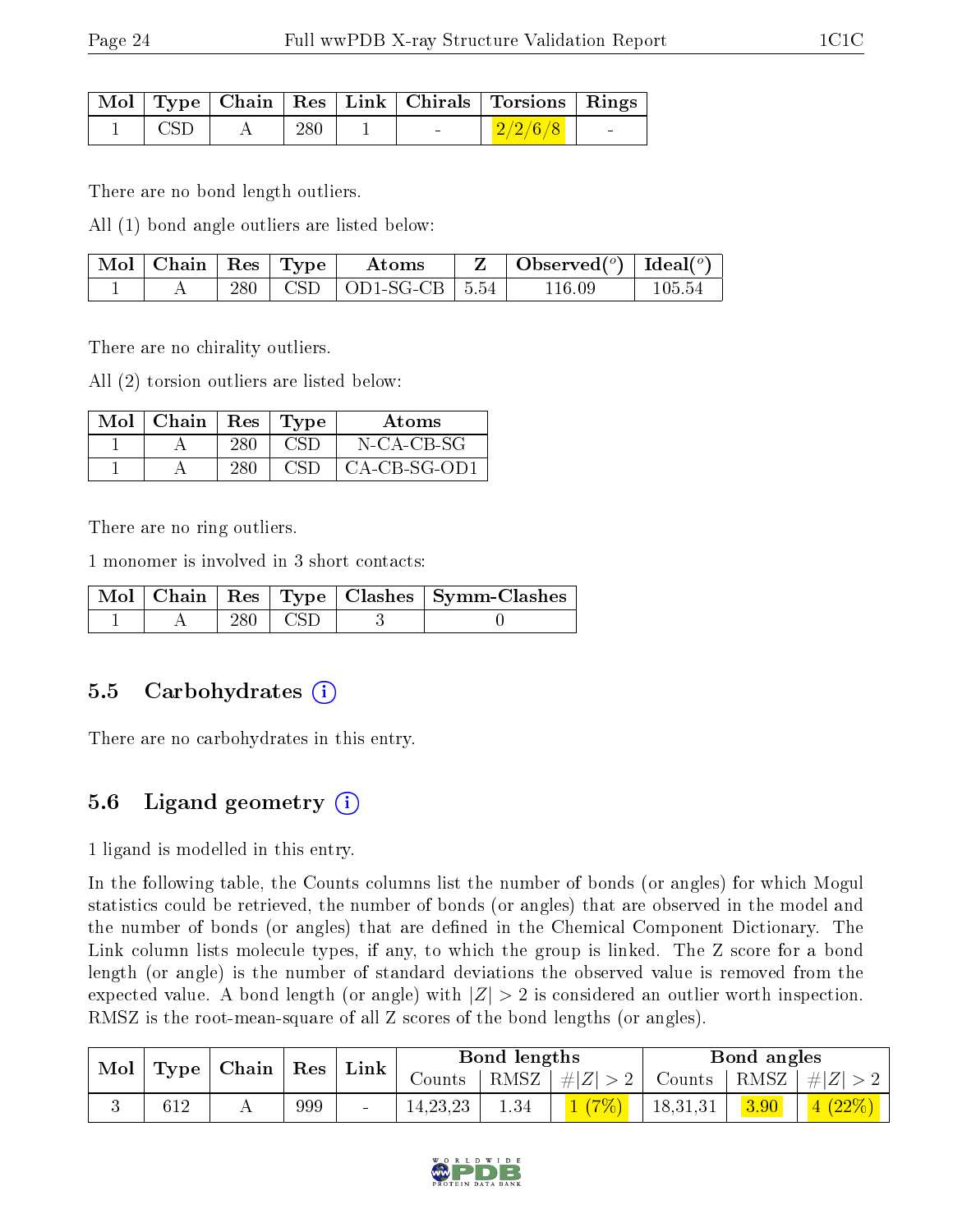| Mol | Type | Chain | Res | Link | Chirals | Torsions | Rings |
|---|---|---|---|---|---|---|---|
| 1 | CSD | A | 280 | 1 | - | 2/2/6/8 | - |

There are no bond length outliers.

All (1) bond angle outliers are listed below:

| Mol | Chain | Res | Type | Atoms | Z | Observed(°) | Ideal(°) |
|---|---|---|---|---|---|---|---|
| 1 | A | 280 | CSD | OD1-SG-CB | 5.54 | 116.09 | 105.54 |

There are no chirality outliers.

All (2) torsion outliers are listed below:

| Mol | Chain | Res | Type | Atoms |
|---|---|---|---|---|
| 1 | A | 280 | CSD | N-CA-CB-SG |
| 1 | A | 280 | CSD | CA-CB-SG-OD1 |

There are no ring outliers.

1 monomer is involved in 3 short contacts:

| Mol | Chain | Res | Type | Clashes | Symm-Clashes |
|---|---|---|---|---|---|
| 1 | A | 280 | CSD | 3 | 0 |

## 5.5 Carbohydrates

There are no carbohydrates in this entry.

## 5.6 Ligand geometry

1 ligand is modelled in this entry.

In the following table, the Counts columns list the number of bonds (or angles) for which Mogul statistics could be retrieved, the number of bonds (or angles) that are observed in the model and the number of bonds (or angles) that are defined in the Chemical Component Dictionary. The Link column lists molecule types, if any, to which the group is linked. The Z score for a bond length (or angle) is the number of standard deviations the observed value is removed from the expected value. A bond length (or angle) with $|Z| > 2$ is considered an outlier worth inspection. RMSZ is the root-mean-square of all Z scores of the bond lengths (or angles).

| Mol | Type | Chain | Res | Link | Bond lengths | | | Bond angles | | |
|---|---|---|---|---|---|---|---|---|---|---|
| | | | | | Counts | RMSZ | $\#\|Z\| > 2$ | Counts | RMSZ | $\#\|Z\| > 2$ |
| 3 | 612 | A | 999 | - | 14,23,23 | 1.34 | 1 (7%) | 18,31,31 | 3.90 | 4 (22%) |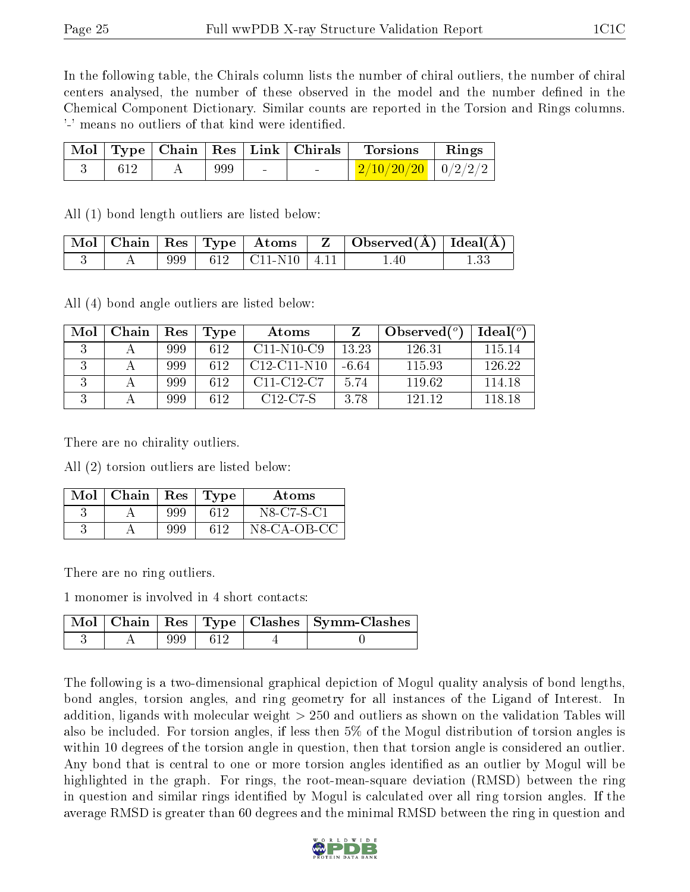In the following table, the Chirals column lists the number of chiral outliers, the number of chiral centers analysed, the number of these observed in the model and the number defined in the Chemical Component Dictionary. Similar counts are reported in the Torsion and Rings columns. '-' means no outliers of that kind were identified.

| Mol | Type | Chain | Res | Link | Chirals | Torsions | Rings |
|---|---|---|---|---|---|---|---|
| 3 | 612 | A | 999 | - | - | 2/10/20/20 | 0/2/2/2 |

All (1) bond length outliers are listed below:

| Mol | Chain | Res | Type | Atoms | Z | Observed(Å) | Ideal(Å) |
|---|---|---|---|---|---|---|---|
| 3 | A | 999 | 612 | C11-N10 | 4.11 | 1.40 | 1.33 |

All (4) bond angle outliers are listed below:

| Mol | Chain | Res | Type | Atoms | Z | Observed(°) | Ideal(°) |
|---|---|---|---|---|---|---|---|
| 3 | A | 999 | 612 | C11-N10-C9 | 13.23 | 126.31 | 115.14 |
| 3 | A | 999 | 612 | C12-C11-N10 | -6.64 | 115.93 | 126.22 |
| 3 | A | 999 | 612 | C11-C12-C7 | 5.74 | 119.62 | 114.18 |
| 3 | A | 999 | 612 | C12-C7-S | 3.78 | 121.12 | 118.18 |

There are no chirality outliers.

All (2) torsion outliers are listed below:

| Mol | Chain | Res | Type | Atoms |
|---|---|---|---|---|
| 3 | A | 999 | 612 | N8-C7-S-C1 |
| 3 | A | 999 | 612 | N8-CA-OB-CC |

There are no ring outliers.

1 monomer is involved in 4 short contacts:

| Mol | Chain | Res | Type | Clashes | Symm-Clashes |
|---|---|---|---|---|---|
| 3 | A | 999 | 612 | 4 | 0 |

The following is a two-dimensional graphical depiction of Mogul quality analysis of bond lengths, bond angles, torsion angles, and ring geometry for all instances of the Ligand of Interest. In addition, ligands with molecular weight > 250 and outliers as shown on the validation Tables will also be included. For torsion angles, if less then 5% of the Mogul distribution of torsion angles is within 10 degrees of the torsion angle in question, then that torsion angle is considered an outlier. Any bond that is central to one or more torsion angles identified as an outlier by Mogul will be highlighted in the graph. For rings, the root-mean-square deviation (RMSD) between the ring in question and similar rings identified by Mogul is calculated over all ring torsion angles. If the average RMSD is greater than 60 degrees and the minimal RMSD between the ring in question and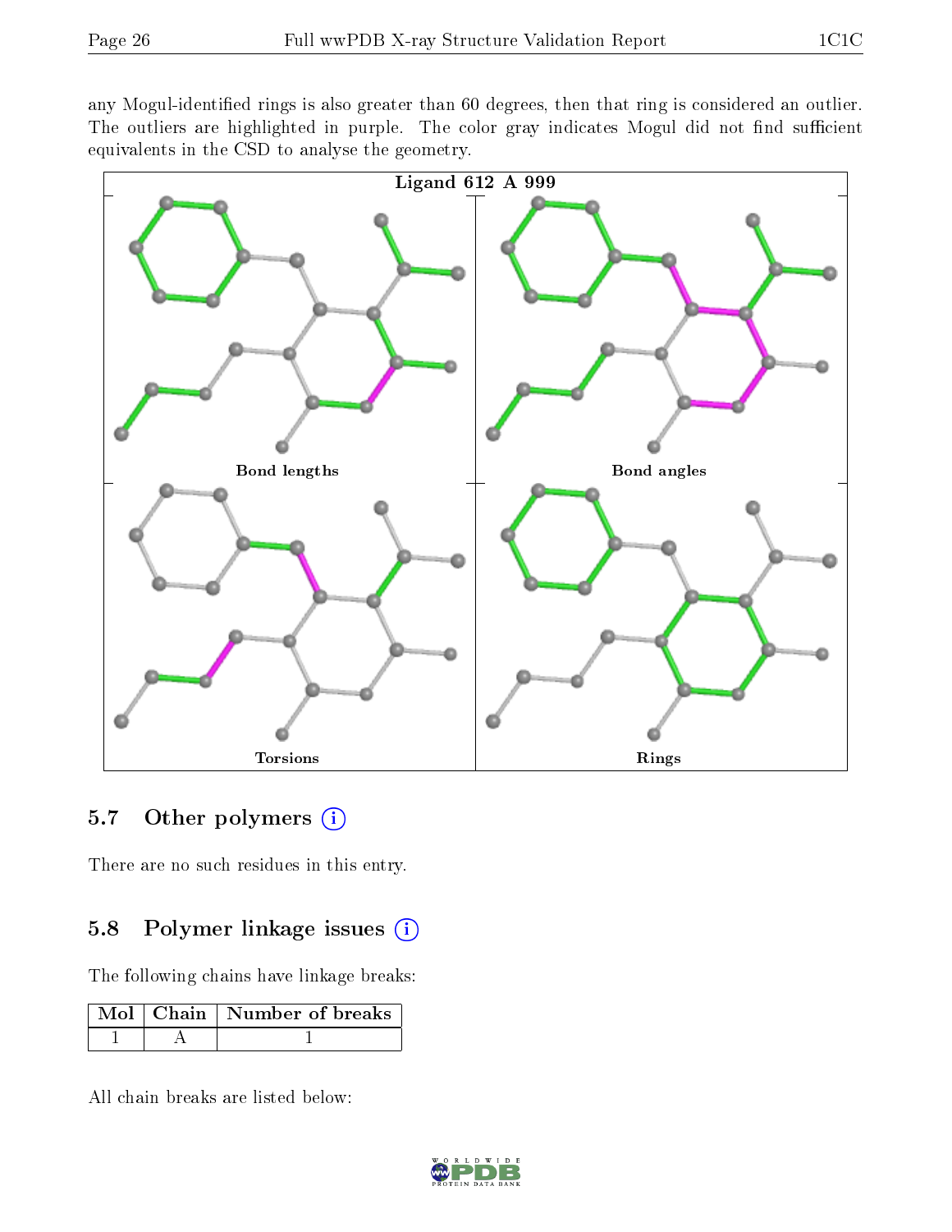any Mogul-identified rings is also greater than 60 degrees, then that ring is considered an outlier. The outliers are highlighted in purple. The color gray indicates Mogul did not find sufficient equivalents in the CSD to analyse the geometry.

Ligand 612 A 999

Bond lengths

Bond angles

Torsions

Rings

## 5.7 Other polymers

There are no such residues in this entry.

## 5.8 Polymer linkage issues

The following chains have linkage breaks:

| Mol | Chain | Number of breaks |
|---|---|---|
| 1 | A | 1 |

All chain breaks are listed below: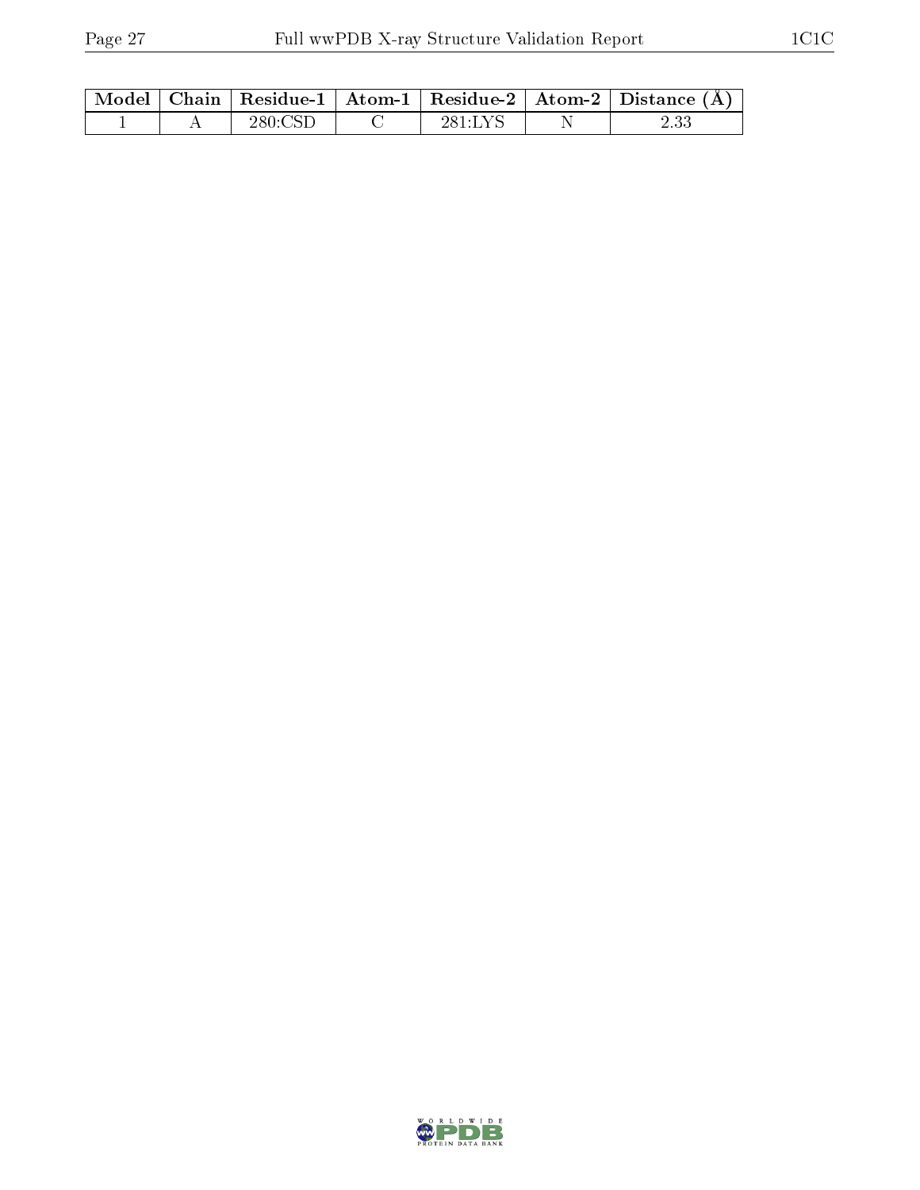| Model | Chain | Residue-1 | Atom-1 | Residue-2 | Atom-2 | Distance (Å) |
|---|---|---|---|---|---|---|
| 1 | A | 280:CSD | C | 281:LYS | N | 2.33 |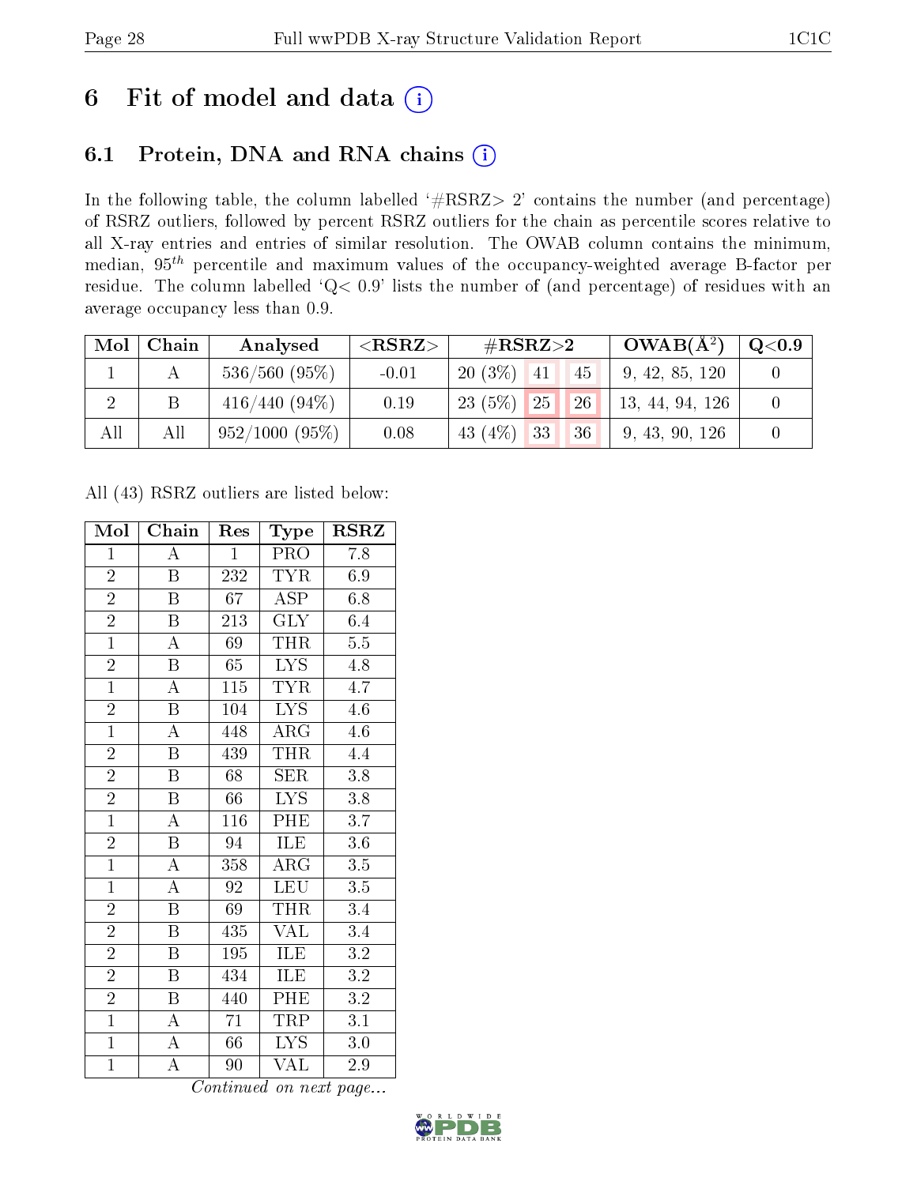# 6 Fit of model and data

## 6.1 Protein, DNA and RNA chains

In the following table, the column labelled '#RSRZ> 2' contains the number (and percentage) of RSRZ outliers, followed by percent RSRZ outliers for the chain as percentile scores relative to all X-ray entries and entries of similar resolution. The OWAB column contains the minimum, median, $95^{th}$ percentile and maximum values of the occupancy-weighted average B-factor per residue. The column labelled 'Q< 0.9' lists the number of (and percentage) of residues with an average occupancy less than 0.9.

| Mol | Chain | Analysed | <RSRZ> | #RSRZ>2 | | | OWAB(Å$^2$) | Q<0.9 |
|---|---|---|---|---|---|---|---|---|
| 1 | A | 536/560 (95%) | -0.01 | 20 (3%) | 41 | 45 | 9, 42, 85, 120 | 0 |
| 2 | B | 416/440 (94%) | 0.19 | 23 (5%) | 25 | 26 | 13, 44, 94, 126 | 0 |
| All | All | 952/1000 (95%) | 0.08 | 43 (4%) | 33 | 36 | 9, 43, 90, 126 | 0 |

All (43) RSRZ outliers are listed below:

| Mol | Chain | Res | Type | RSRZ |
|---|---|---|---|---|
| 1 | A | 1 | PRO | 7.8 |
| 2 | B | 232 | TYR | 6.9 |
| 2 | B | 67 | ASP | 6.8 |
| 2 | B | 213 | GLY | 6.4 |
| 1 | A | 69 | THR | 5.5 |
| 2 | B | 65 | LYS | 4.8 |
| 1 | A | 115 | TYR | 4.7 |
| 2 | B | 104 | LYS | 4.6 |
| 1 | A | 448 | ARG | 4.6 |
| 2 | B | 439 | THR | 4.4 |
| 2 | B | 68 | SER | 3.8 |
| 2 | B | 66 | LYS | 3.8 |
| 1 | A | 116 | PHE | 3.7 |
| 2 | B | 94 | ILE | 3.6 |
| 1 | A | 358 | ARG | 3.5 |
| 1 | A | 92 | LEU | 3.5 |
| 2 | B | 69 | THR | 3.4 |
| 2 | B | 435 | VAL | 3.4 |
| 2 | B | 195 | ILE | 3.2 |
| 2 | B | 434 | ILE | 3.2 |
| 2 | B | 440 | PHE | 3.2 |
| 1 | A | 71 | TRP | 3.1 |
| 1 | A | 66 | LYS | 3.0 |
| 1 | A | 90 | VAL | 2.9 |

*Continued on next page...*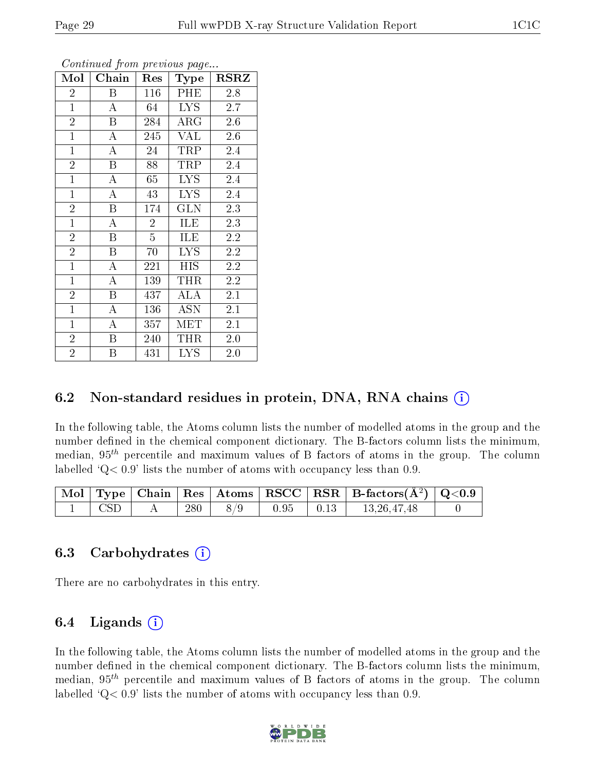*Continued from previous page...*

| Mol | Chain | Res | Type | RSRZ |
|---|---|---|---|---|
| 2 | B | 116 | PHE | 2.8 |
| 1 | A | 64 | LYS | 2.7 |
| 2 | B | 284 | ARG | 2.6 |
| 1 | A | 245 | VAL | 2.6 |
| 1 | A | 24 | TRP | 2.4 |
| 2 | B | 88 | TRP | 2.4 |
| 1 | A | 65 | LYS | 2.4 |
| 1 | A | 43 | LYS | 2.4 |
| 2 | B | 174 | GLN | 2.3 |
| 1 | A | 2 | ILE | 2.3 |
| 2 | B | 5 | ILE | 2.2 |
| 2 | B | 70 | LYS | 2.2 |
| 1 | A | 221 | HIS | 2.2 |
| 1 | A | 139 | THR | 2.2 |
| 2 | B | 437 | ALA | 2.1 |
| 1 | A | 136 | ASN | 2.1 |
| 1 | A | 357 | MET | 2.1 |
| 2 | B | 240 | THR | 2.0 |
| 2 | B | 431 | LYS | 2.0 |

## 6.2 Non-standard residues in protein, DNA, RNA chains

In the following table, the Atoms column lists the number of modelled atoms in the group and the number defined in the chemical component dictionary. The B-factors column lists the minimum, median, $95^{th}$ percentile and maximum values of B factors of atoms in the group. The column labelled 'Q< 0.9' lists the number of atoms with occupancy less than 0.9.

| Mol | Type | Chain | Res | Atoms | RSCC | RSR | B-factors(Å$^2$) | Q<0.9 |
|---|---|---|---|---|---|---|---|---|
| 1 | CSD | A | 280 | 8/9 | 0.95 | 0.13 | 13,26,47,48 | 0 |

## 6.3 Carbohydrates

There are no carbohydrates in this entry.

## 6.4 Ligands

In the following table, the Atoms column lists the number of modelled atoms in the group and the number defined in the chemical component dictionary. The B-factors column lists the minimum, median, $95^{th}$ percentile and maximum values of B factors of atoms in the group. The column labelled 'Q< 0.9' lists the number of atoms with occupancy less than 0.9.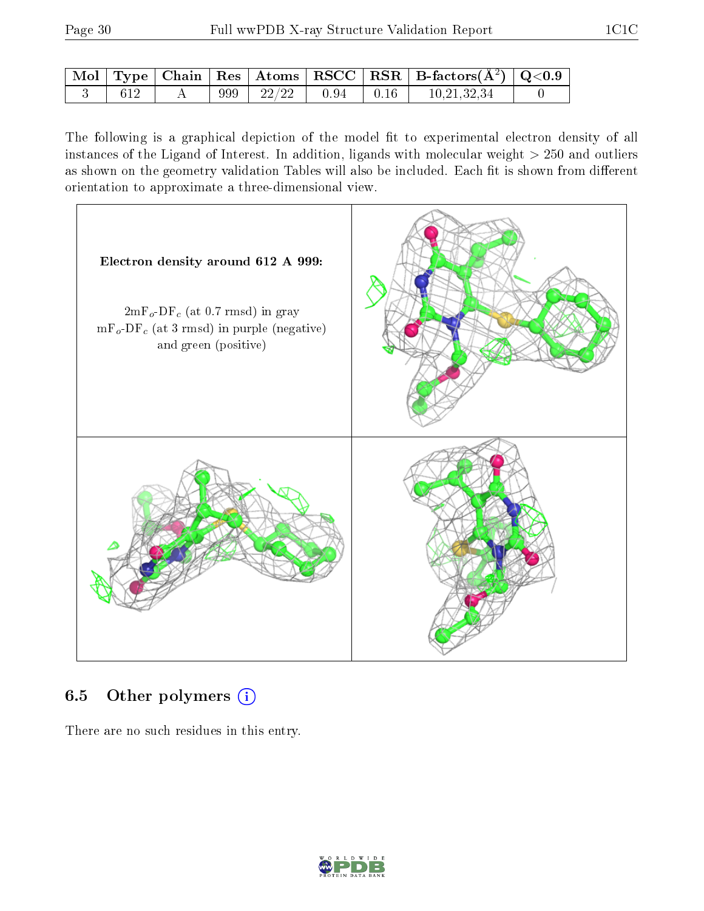| Mol | Type | Chain | Res | Atoms | RSCC | RSR | B-factors($Å^2$) | Q<0.9 |
|---|---|---|---|---|---|---|---|---|
| 3 | 612 | A | 999 | 22/22 | 0.94 | 0.16 | 10,21,32,34 | 0 |

The following is a graphical depiction of the model fit to experimental electron density of all instances of the Ligand of Interest. In addition, ligands with molecular weight > 250 and outliers as shown on the geometry validation Tables will also be included. Each fit is shown from different orientation to approximate a three-dimensional view.

**Electron density around 612 A 999:**

$2mF_o$-$DF_c$ (at 0.7 rmsd) in gray
$mF_o$-$DF_c$ (at 3 rmsd) in purple (negative) and green (positive)

## 6.5 Other polymers

There are no such residues in this entry.